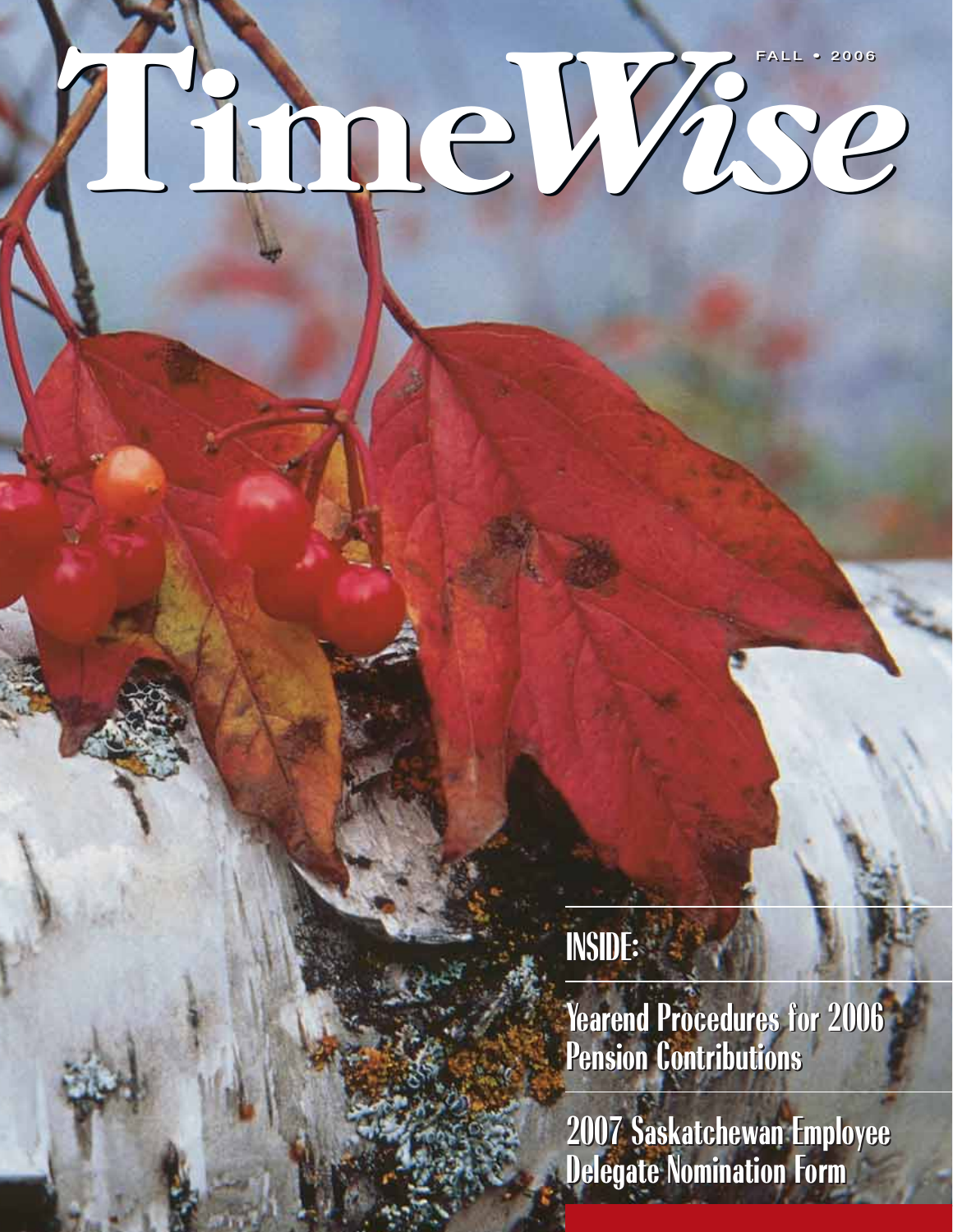# TimeWise

FALL • 2006

## INSIDE:

Yearend Procedures for 2006 Pension Contributions

2007 Saskatchewan Employee Delegate Nomination Form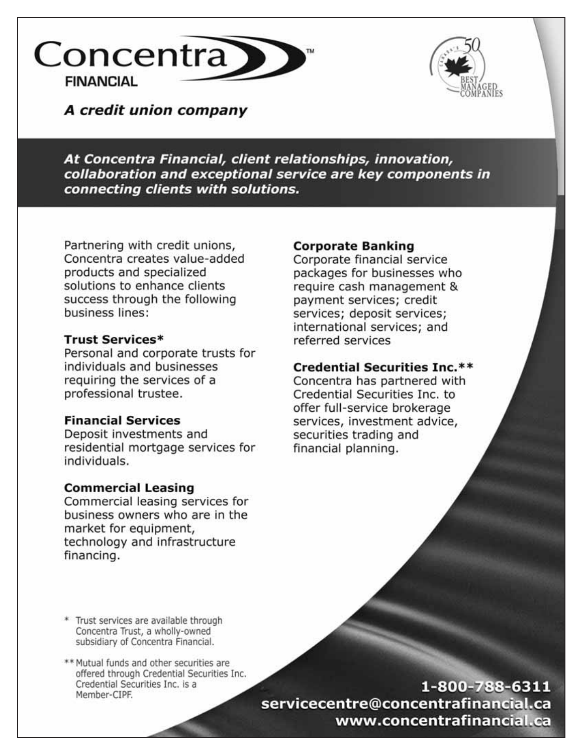# Concentra™ FINANCIAL

***A credit union company***

Canada's 50 Best Managed Companies

***At Concentra Financial, client relationships, innovation, collaboration and exceptional service are key components in connecting clients with solutions.***

Partnering with credit unions, Concentra creates value-added products and specialized solutions to enhance clients success through the following business lines:

**Trust Services***
Personal and corporate trusts for individuals and businesses requiring the services of a professional trustee.

**Financial Services**
Deposit investments and residential mortgage services for individuals.

**Commercial Leasing**
Commercial leasing services for business owners who are in the market for equipment, technology and infrastructure financing.

**Corporate Banking**
Corporate financial service packages for businesses who require cash management & payment services; credit services; deposit services; international services; and referred services

**Credential Securities Inc.****
Concentra has partnered with Credential Securities Inc. to offer full-service brokerage services, investment advice, securities trading and financial planning.

\* Trust services are available through Concentra Trust, a wholly-owned subsidiary of Concentra Financial.

** Mutual funds and other securities are offered through Credential Securities Inc. Credential Securities Inc. is a Member-CIPF.

**1-800-788-6311**
**servicecentre@concentrafinancial.ca**
**www.concentrafinancial.ca**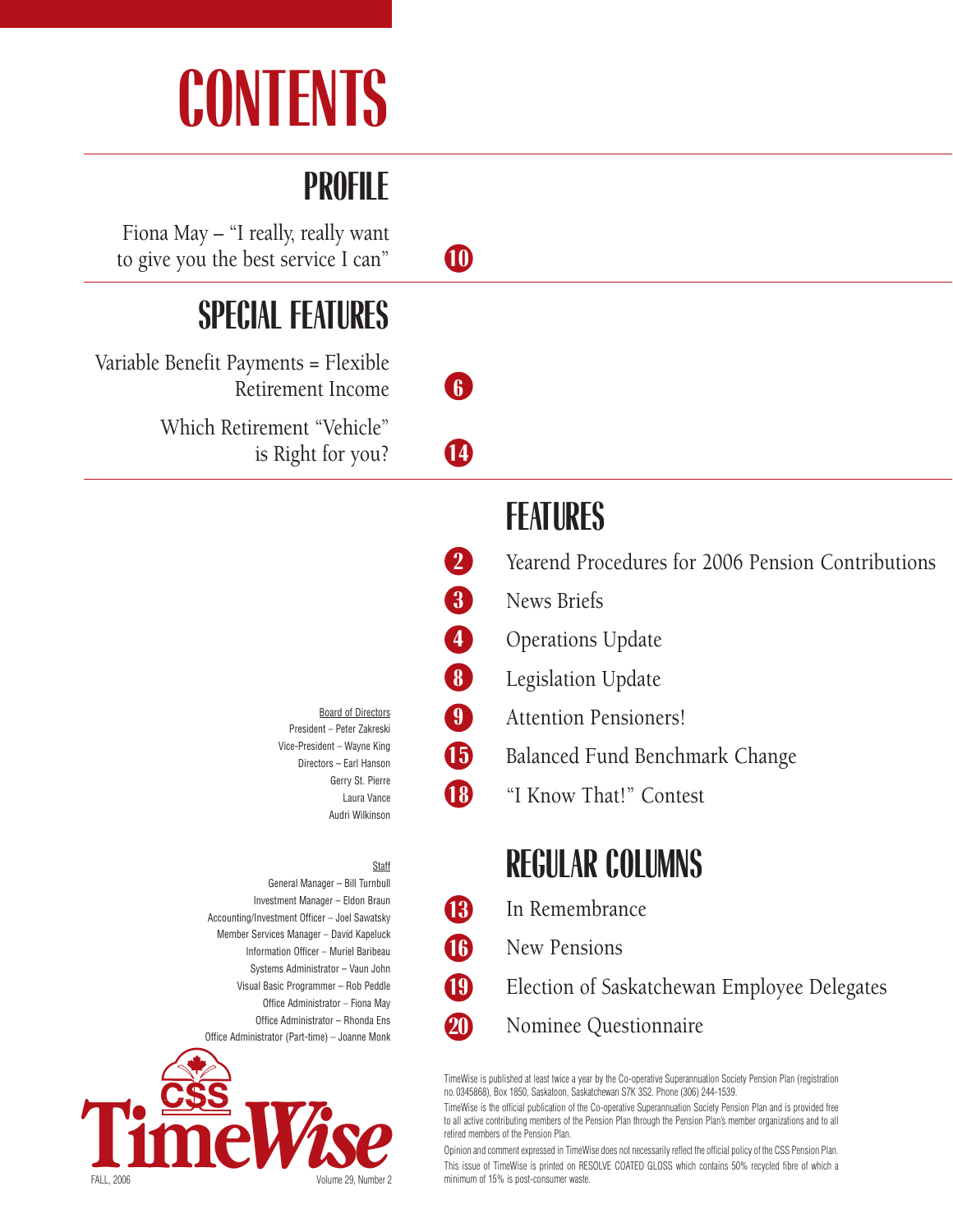# CONTENTS

## PROFILE

Fiona May – "I really, really want to give you the best service I can" — 10

## SPECIAL FEATURES

Variable Benefit Payments = Flexible Retirement Income — 6

Which Retirement "Vehicle" is Right for you? — 14

## FEATURES

2 Yearend Procedures for 2006 Pension Contributions

3 News Briefs

4 Operations Update

8 Legislation Update

9 Attention Pensioners!

15 Balanced Fund Benchmark Change

18 "I Know That!" Contest

## REGULAR COLUMNS

13 In Remembrance

16 New Pensions

19 Election of Saskatchewan Employee Delegates

20 Nominee Questionnaire

Board of Directors

President – Peter Zakreski
Vice-President – Wayne King
Directors – Earl Hanson
Gerry St. Pierre
Laura Vance
Audri Wilkinson

Staff

General Manager – Bill Turnbull
Investment Manager – Eldon Braun
Accounting/Investment Officer – Joel Sawatsky
Member Services Manager – David Kapeluck
Information Officer – Muriel Baribeau
Systems Administrator – Vaun John
Visual Basic Programmer – Rob Peddle
Office Administrator – Fiona May
Office Administrator – Rhonda Ens
Office Administrator (Part-time) – Joanne Monk

CSS TimeWise

FALL, 2006 Volume 29, Number 2

TimeWise is published at least twice a year by the Co-operative Superannuation Society Pension Plan (registration no. 0345868), Box 1850, Saskatoon, Saskatchewan S7K 3S2. Phone (306) 244-1539.

TimeWise is the official publication of the Co-operative Superannuation Society Pension Plan and is provided free to all active contributing members of the Pension Plan through the Pension Plan's member organizations and to all retired members of the Pension Plan.

Opinion and comment expressed in TimeWise does not necessarily reflect the official policy of the CSS Pension Plan.

This issue of TimeWise is printed on RESOLVE COATED GLOSS which contains 50% recycled fibre of which a minimum of 15% is post-consumer waste.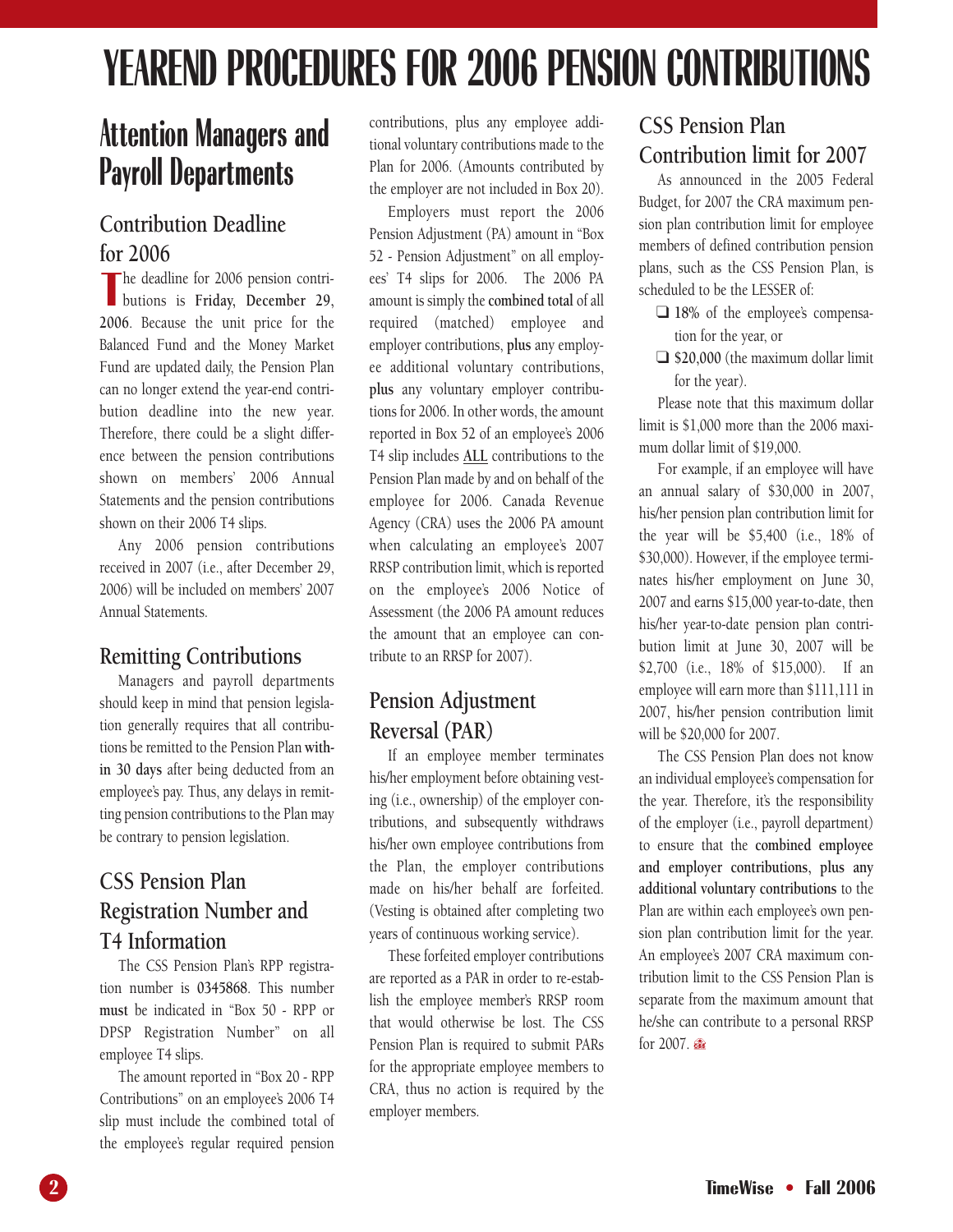# YEAREND PROCEDURES FOR 2006 PENSION CONTRIBUTIONS

## Attention Managers and Payroll Departments

### Contribution Deadline for 2006

The deadline for 2006 pension contributions is **Friday, December 29, 2006**. Because the unit price for the Balanced Fund and the Money Market Fund are updated daily, the Pension Plan can no longer extend the year-end contribution deadline into the new year. Therefore, there could be a slight difference between the pension contributions shown on members' 2006 Annual Statements and the pension contributions shown on their 2006 T4 slips.

Any 2006 pension contributions received in 2007 (i.e., after December 29, 2006) will be included on members' 2007 Annual Statements.

### Remitting Contributions

Managers and payroll departments should keep in mind that pension legislation generally requires that all contributions be remitted to the Pension Plan **within 30 days** after being deducted from an employee's pay. Thus, any delays in remitting pension contributions to the Plan may be contrary to pension legislation.

### CSS Pension Plan Registration Number and T4 Information

The CSS Pension Plan's RPP registration number is **0345868**. This number **must** be indicated in "Box 50 - RPP or DPSP Registration Number" on all employee T4 slips.

The amount reported in "Box 20 - RPP Contributions" on an employee's 2006 T4 slip must include the combined total of the employee's regular required pension contributions, plus any employee additional voluntary contributions made to the Plan for 2006. (Amounts contributed by the employer are not included in Box 20).

Employers must report the 2006 Pension Adjustment (PA) amount in "Box 52 - Pension Adjustment" on all employees' T4 slips for 2006. The 2006 PA amount is simply the **combined total** of all required (matched) employee and employer contributions, **plus** any employee additional voluntary contributions, **plus** any voluntary employer contributions for 2006. In other words, the amount reported in Box 52 of an employee's 2006 T4 slip includes <u>ALL</u> contributions to the Pension Plan made by and on behalf of the employee for 2006. Canada Revenue Agency (CRA) uses the 2006 PA amount when calculating an employee's 2007 RRSP contribution limit, which is reported on the employee's 2006 Notice of Assessment (the 2006 PA amount reduces the amount that an employee can contribute to an RRSP for 2007).

### Pension Adjustment Reversal (PAR)

If an employee member terminates his/her employment before obtaining vesting (i.e., ownership) of the employer contributions, and subsequently withdraws his/her own employee contributions from the Plan, the employer contributions made on his/her behalf are forfeited. (Vesting is obtained after completing two years of continuous working service).

These forfeited employer contributions are reported as a PAR in order to re-establish the employee member's RRSP room that would otherwise be lost. The CSS Pension Plan is required to submit PARs for the appropriate employee members to CRA, thus no action is required by the employer members.

### CSS Pension Plan Contribution limit for 2007

As announced in the 2005 Federal Budget, for 2007 the CRA maximum pension plan contribution limit for employee members of defined contribution pension plans, such as the CSS Pension Plan, is scheduled to be the LESSER of:

- ❑ **18%** of the employee's compensation for the year, or
- ❑ **$20,000** (the maximum dollar limit for the year).

Please note that this maximum dollar limit is $1,000 more than the 2006 maximum dollar limit of $19,000.

For example, if an employee will have an annual salary of $30,000 in 2007, his/her pension plan contribution limit for the year will be $5,400 (i.e., 18% of $30,000). However, if the employee terminates his/her employment on June 30, 2007 and earns $15,000 year-to-date, then his/her year-to-date pension plan contribution limit at June 30, 2007 will be $2,700 (i.e., 18% of $15,000). If an employee will earn more than $111,111 in 2007, his/her pension contribution limit will be $20,000 for 2007.

The CSS Pension Plan does not know an individual employee's compensation for the year. Therefore, it's the responsibility of the employer (i.e., payroll department) to ensure that the **combined employee and employer contributions**, **plus any additional voluntary contributions** to the Plan are within each employee's own pension plan contribution limit for the year. An employee's 2007 CRA maximum contribution limit to the CSS Pension Plan is separate from the maximum amount that he/she can contribute to a personal RRSP for 2007.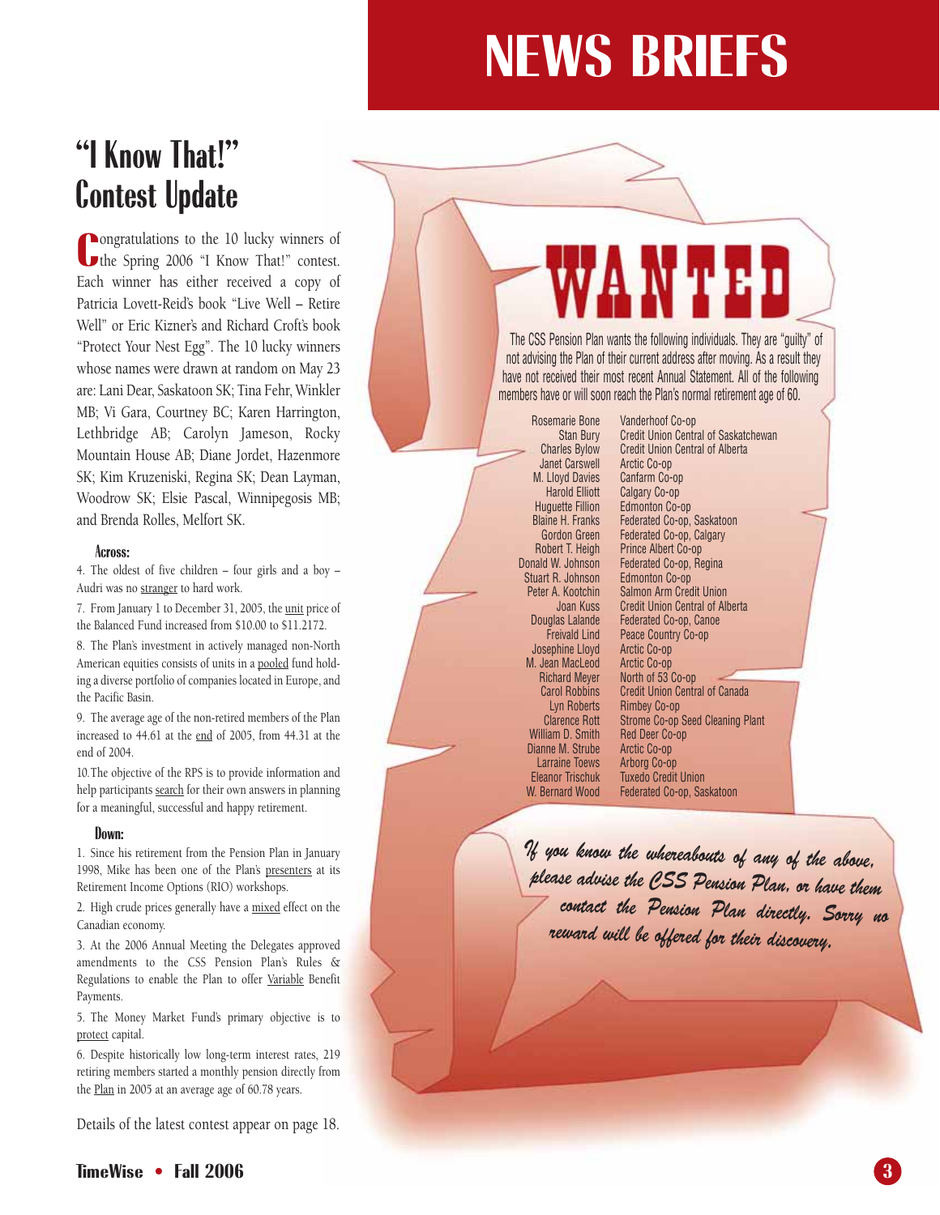# NEWS BRIEFS

## "I Know That!" Contest Update

Congratulations to the 10 lucky winners of the Spring 2006 "I Know That!" contest. Each winner has either received a copy of Patricia Lovett-Reid's book "Live Well – Retire Well" or Eric Kizner's and Richard Croft's book "Protect Your Nest Egg". The 10 lucky winners whose names were drawn at random on May 23 are: Lani Dear, Saskatoon SK; Tina Fehr, Winkler MB; Vi Gara, Courtney BC; Karen Harrington, Lethbridge AB; Carolyn Jameson, Rocky Mountain House AB; Diane Jordet, Hazenmore SK; Kim Kruzeniski, Regina SK; Dean Layman, Woodrow SK; Elsie Pascal, Winnipegosis MB; and Brenda Rolles, Melfort SK.

**Across:**

4. The oldest of five children – four girls and a boy – Audri was no stranger to hard work.

7. From January 1 to December 31, 2005, the unit price of the Balanced Fund increased from $10.00 to $11.2172.

8. The Plan's investment in actively managed non-North American equities consists of units in a pooled fund holding a diverse portfolio of companies located in Europe, and the Pacific Basin.

9. The average age of the non-retired members of the Plan increased to 44.61 at the end of 2005, from 44.31 at the end of 2004.

10. The objective of the RPS is to provide information and help participants search for their own answers in planning for a meaningful, successful and happy retirement.

**Down:**

1. Since his retirement from the Pension Plan in January 1998, Mike has been one of the Plan's presenters at its Retirement Income Options (RIO) workshops.

2. High crude prices generally have a mixed effect on the Canadian economy.

3. At the 2006 Annual Meeting the Delegates approved amendments to the CSS Pension Plan's Rules & Regulations to enable the Plan to offer Variable Benefit Payments.

5. The Money Market Fund's primary objective is to protect capital.

6. Despite historically low long-term interest rates, 219 retiring members started a monthly pension directly from the Plan in 2005 at an average age of 60.78 years.

Details of the latest contest appear on page 18.

## WANTED

The CSS Pension Plan wants the following individuals. They are "guilty" of not advising the Plan of their current address after moving. As a result they have not received their most recent Annual Statement. All of the following members have or will soon reach the Plan's normal retirement age of 60.

| Name | Employer |
|---|---|
| Rosemarie Bone | Vanderhoof Co-op |
| Stan Bury | Credit Union Central of Saskatchewan |
| Charles Bylow | Credit Union Central of Alberta |
| Janet Carswell | Arctic Co-op |
| M. Lloyd Davies | Canfarm Co-op |
| Harold Elliott | Calgary Co-op |
| Huguette Fillion | Edmonton Co-op |
| Blaine H. Franks | Federated Co-op, Saskatoon |
| Gordon Green | Federated Co-op, Calgary |
| Robert T. Heigh | Prince Albert Co-op |
| Donald W. Johnson | Federated Co-op, Regina |
| Stuart R. Johnson | Edmonton Co-op |
| Peter A. Kootchin | Salmon Arm Credit Union |
| Joan Kuss | Credit Union Central of Alberta |
| Douglas Lalande | Federated Co-op, Canoe |
| Freivald Lind | Peace Country Co-op |
| Josephine Lloyd | Arctic Co-op |
| M. Jean MacLeod | Arctic Co-op |
| Richard Meyer | North of 53 Co-op |
| Carol Robbins | Credit Union Central of Canada |
| Lyn Roberts | Rimbey Co-op |
| Clarence Rott | Strome Co-op Seed Cleaning Plant |
| William D. Smith | Red Deer Co-op |
| Dianne M. Strube | Arctic Co-op |
| Larraine Toews | Arborg Co-op |
| Eleanor Trischuk | Tuxedo Credit Union |
| W. Bernard Wood | Federated Co-op, Saskatoon |

*If you know the whereabouts of any of the above, please advise the CSS Pension Plan, or have them contact the Pension Plan directly. Sorry no reward will be offered for their discovery.*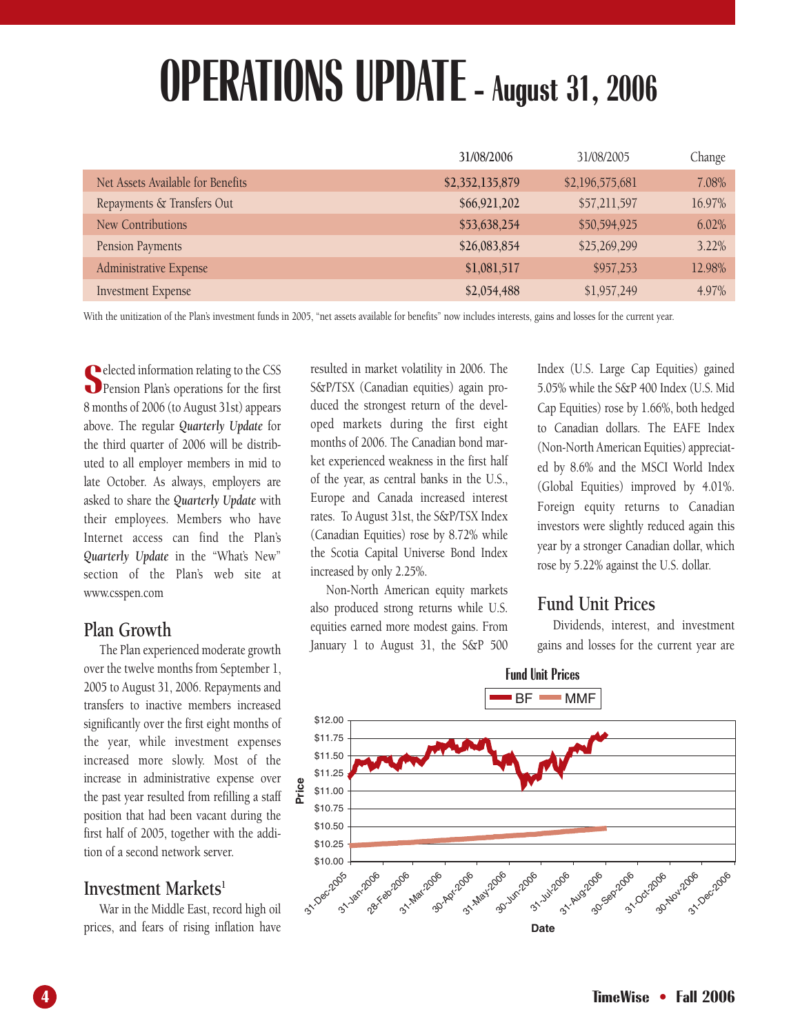# OPERATIONS UPDATE - August 31, 2006

| | 31/08/2006 | 31/08/2005 | Change |
|---|---|---|---|
| Net Assets Available for Benefits | $2,352,135,879 | $2,196,575,681 | 7.08% |
| Repayments & Transfers Out | $66,921,202 | $57,211,597 | 16.97% |
| New Contributions | $53,638,254 | $50,594,925 | 6.02% |
| Pension Payments | $26,083,854 | $25,269,299 | 3.22% |
| Administrative Expense | $1,081,517 | $957,253 | 12.98% |
| Investment Expense | $2,054,488 | $1,957,249 | 4.97% |

With the unitization of the Plan's investment funds in 2005, "net assets available for benefits" now includes interests, gains and losses for the current year.

Selected information relating to the CSS Pension Plan's operations for the first 8 months of 2006 (to August 31st) appears above. The regular ***Quarterly Update*** for the third quarter of 2006 will be distributed to all employer members in mid to late October. As always, employers are asked to share the ***Quarterly Update*** with their employees. Members who have Internet access can find the Plan's ***Quarterly Update*** in the "What's New" section of the Plan's web site at www.csspen.com

## Plan Growth

The Plan experienced moderate growth over the twelve months from September 1, 2005 to August 31, 2006. Repayments and transfers to inactive members increased significantly over the first eight months of the year, while investment expenses increased more slowly. Most of the increase in administrative expense over the past year resulted from refilling a staff position that had been vacant during the first half of 2005, together with the addition of a second network server.

## Investment Markets[1]

War in the Middle East, record high oil prices, and fears of rising inflation have resulted in market volatility in 2006. The S&P/TSX (Canadian equities) again produced the strongest return of the developed markets during the first eight months of 2006. The Canadian bond market experienced weakness in the first half of the year, as central banks in the U.S., Europe and Canada increased interest rates. To August 31st, the S&P/TSX Index (Canadian Equities) rose by 8.72% while the Scotia Capital Universe Bond Index increased by only 2.25%.

Non-North American equity markets also produced strong returns while U.S. equities earned more modest gains. From January 1 to August 31, the S&P 500 Index (U.S. Large Cap Equities) gained 5.05% while the S&P 400 Index (U.S. Mid Cap Equities) rose by 1.66%, both hedged to Canadian dollars. The EAFE Index (Non-North American Equities) appreciated by 8.6% and the MSCI World Index (Global Equities) improved by 4.01%. Foreign equity returns to Canadian investors were slightly reduced again this year by a stronger Canadian dollar, which rose by 5.22% against the U.S. dollar.

## Fund Unit Prices

Dividends, interest, and investment gains and losses for the current year are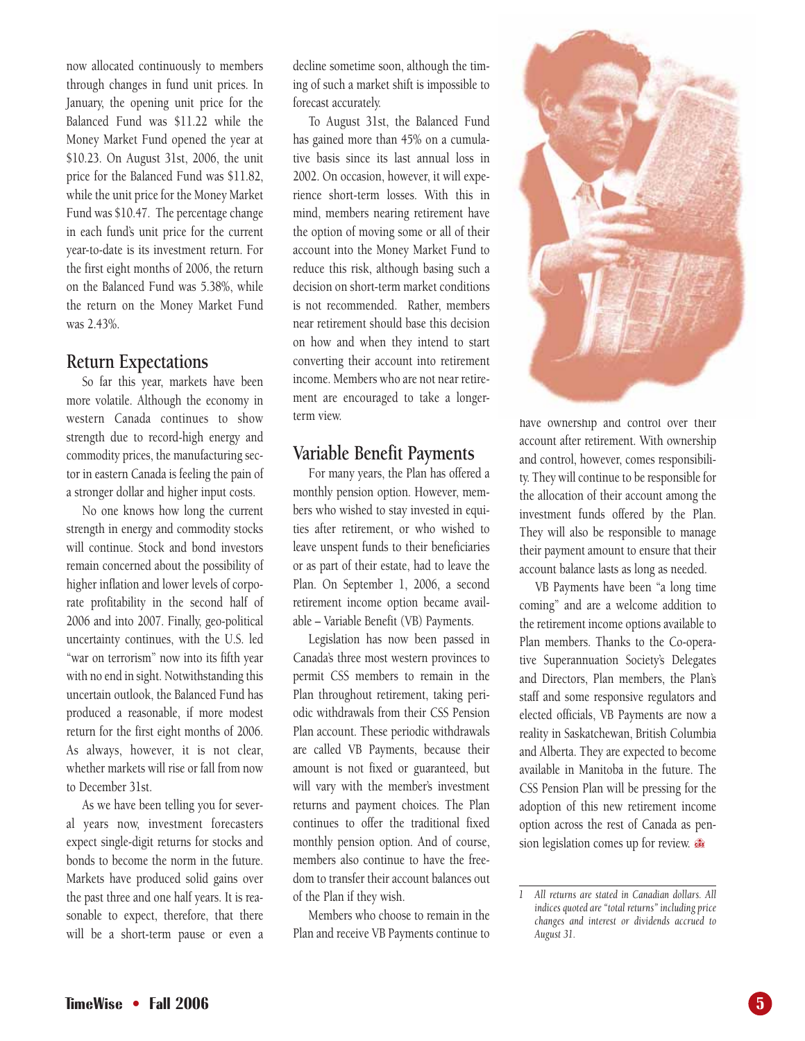now allocated continuously to members through changes in fund unit prices. In January, the opening unit price for the Balanced Fund was $11.22 while the Money Market Fund opened the year at $10.23. On August 31st, 2006, the unit price for the Balanced Fund was $11.82, while the unit price for the Money Market Fund was $10.47. The percentage change in each fund's unit price for the current year-to-date is its investment return. For the first eight months of 2006, the return on the Balanced Fund was 5.38%, while the return on the Money Market Fund was 2.43%.

## Return Expectations

So far this year, markets have been more volatile. Although the economy in western Canada continues to show strength due to record-high energy and commodity prices, the manufacturing sector in eastern Canada is feeling the pain of a stronger dollar and higher input costs.

No one knows how long the current strength in energy and commodity stocks will continue. Stock and bond investors remain concerned about the possibility of higher inflation and lower levels of corporate profitability in the second half of 2006 and into 2007. Finally, geo-political uncertainty continues, with the U.S. led "war on terrorism" now into its fifth year with no end in sight. Notwithstanding this uncertain outlook, the Balanced Fund has produced a reasonable, if more modest return for the first eight months of 2006. As always, however, it is not clear, whether markets will rise or fall from now to December 31st.

As we have been telling you for several years now, investment forecasters expect single-digit returns for stocks and bonds to become the norm in the future. Markets have produced solid gains over the past three and one half years. It is reasonable to expect, therefore, that there will be a short-term pause or even a decline sometime soon, although the timing of such a market shift is impossible to forecast accurately.

To August 31st, the Balanced Fund has gained more than 45% on a cumulative basis since its last annual loss in 2002. On occasion, however, it will experience short-term losses. With this in mind, members nearing retirement have the option of moving some or all of their account into the Money Market Fund to reduce this risk, although basing such a decision on short-term market conditions is not recommended. Rather, members near retirement should base this decision on how and when they intend to start converting their account into retirement income. Members who are not near retirement are encouraged to take a longer-term view.

## Variable Benefit Payments

For many years, the Plan has offered a monthly pension option. However, members who wished to stay invested in equities after retirement, or who wished to leave unspent funds to their beneficiaries or as part of their estate, had to leave the Plan. On September 1, 2006, a second retirement income option became available – Variable Benefit (VB) Payments.

Legislation has now been passed in Canada's three most western provinces to permit CSS members to remain in the Plan throughout retirement, taking periodic withdrawals from their CSS Pension Plan account. These periodic withdrawals are called VB Payments, because their amount is not fixed or guaranteed, but will vary with the member's investment returns and payment choices. The Plan continues to offer the traditional fixed monthly pension option. And of course, members also continue to have the freedom to transfer their account balances out of the Plan if they wish.

Members who choose to remain in the Plan and receive VB Payments continue to have ownership and control over their account after retirement. With ownership and control, however, comes responsibility. They will continue to be responsible for the allocation of their account among the investment funds offered by the Plan. They will also be responsible to manage their payment amount to ensure that their account balance lasts as long as needed.

VB Payments have been "a long time coming" and are a welcome addition to the retirement income options available to Plan members. Thanks to the Co-operative Superannuation Society's Delegates and Directors, Plan members, the Plan's staff and some responsive regulators and elected officials, VB Payments are now a reality in Saskatchewan, British Columbia and Alberta. They are expected to become available in Manitoba in the future. The CSS Pension Plan will be pressing for the adoption of this new retirement income option across the rest of Canada as pension legislation comes up for review.

---

*1 All returns are stated in Canadian dollars. All indices quoted are "total returns" including price changes and interest or dividends accrued to August 31.*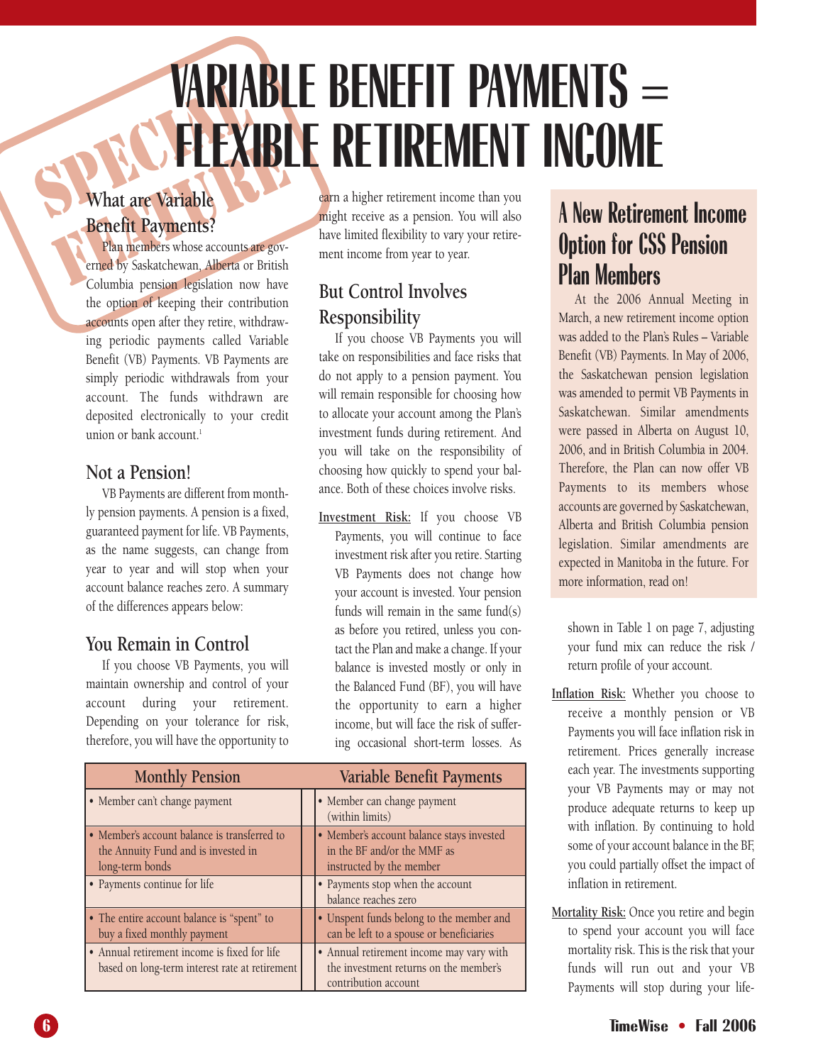SPECIAL FEATURE

# VARIABLE BENEFIT PAYMENTS = FLEXIBLE RETIREMENT INCOME

## What are Variable Benefit Payments?

Plan members whose accounts are governed by Saskatchewan, Alberta or British Columbia pension legislation now have the option of keeping their contribution accounts open after they retire, withdrawing periodic payments called Variable Benefit (VB) Payments. VB Payments are simply periodic withdrawals from your account. The funds withdrawn are deposited electronically to your credit union or bank account.[1]

## Not a Pension!

VB Payments are different from monthly pension payments. A pension is a fixed, guaranteed payment for life. VB Payments, as the name suggests, can change from year to year and will stop when your account balance reaches zero. A summary of the differences appears below:

## You Remain in Control

If you choose VB Payments, you will maintain ownership and control of your account during your retirement. Depending on your tolerance for risk, therefore, you will have the opportunity to earn a higher retirement income than you might receive as a pension. You will also have limited flexibility to vary your retirement income from year to year.

## But Control Involves Responsibility

If you choose VB Payments you will take on responsibilities and face risks that do not apply to a pension payment. You will remain responsible for choosing how to allocate your account among the Plan's investment funds during retirement. And you will take on the responsibility of choosing how quickly to spend your balance. Both of these choices involve risks.

Investment Risk: If you choose VB Payments, you will continue to face investment risk after you retire. Starting VB Payments does not change how your account is invested. Your pension funds will remain in the same fund(s) as before you retired, unless you contact the Plan and make a change. If your balance is invested mostly or only in the Balanced Fund (BF), you will have the opportunity to earn a higher income, but will face the risk of suffering occasional short-term losses. As shown in Table 1 on page 7, adjusting your fund mix can reduce the risk / return profile of your account.

Inflation Risk: Whether you choose to receive a monthly pension or VB Payments you will face inflation risk in retirement. Prices generally increase each year. The investments supporting your VB Payments may or may not produce adequate returns to keep up with inflation. By continuing to hold some of your account balance in the BF, you could partially offset the impact of inflation in retirement.

Mortality Risk: Once you retire and begin to spend your account you will face mortality risk. This is the risk that your funds will run out and your VB Payments will stop during your life-

| Monthly Pension | Variable Benefit Payments |
|---|---|
| • Member can't change payment | • Member can change payment (within limits) |
| • Member's account balance is transferred to the Annuity Fund and is invested in long-term bonds | • Member's account balance stays invested in the BF and/or the MMF as instructed by the member |
| • Payments continue for life | • Payments stop when the account balance reaches zero |
| • The entire account balance is "spent" to buy a fixed monthly payment | • Unspent funds belong to the member and can be left to a spouse or beneficiaries |
| • Annual retirement income is fixed for life based on long-term interest rate at retirement | • Annual retirement income may vary with the investment returns on the member's contribution account |

## A New Retirement Income Option for CSS Pension Plan Members

At the 2006 Annual Meeting in March, a new retirement income option was added to the Plan's Rules – Variable Benefit (VB) Payments. In May of 2006, the Saskatchewan pension legislation was amended to permit VB Payments in Saskatchewan. Similar amendments were passed in Alberta on August 10, 2006, and in British Columbia in 2004. Therefore, the Plan can now offer VB Payments to its members whose accounts are governed by Saskatchewan, Alberta and British Columbia pension legislation. Similar amendments are expected in Manitoba in the future. For more information, read on!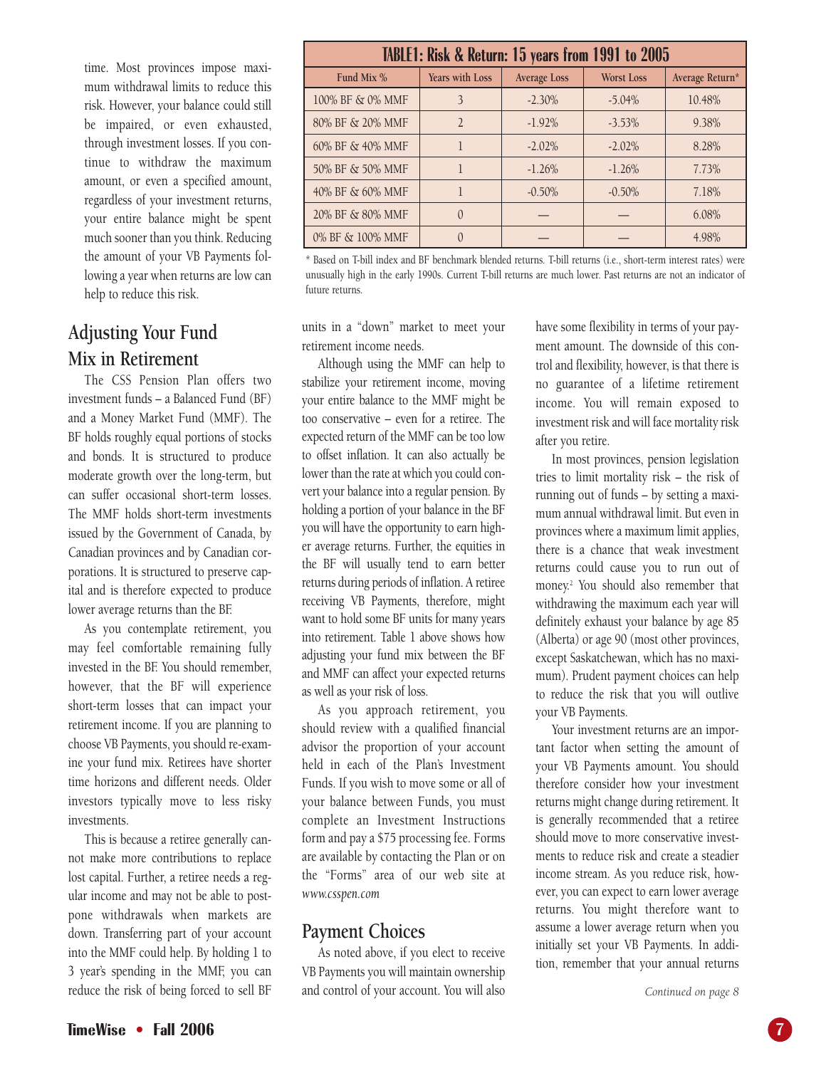time. Most provinces impose maximum withdrawal limits to reduce this risk. However, your balance could still be impaired, or even exhausted, through investment losses. If you continue to withdraw the maximum amount, or even a specified amount, regardless of your investment returns, your entire balance might be spent much sooner than you think. Reducing the amount of your VB Payments following a year when returns are low can help to reduce this risk.

| TABLE1: Risk & Return: 15 years from 1991 to 2005 | | | | |
|---|---|---|---|---|
| Fund Mix % | Years with Loss | Average Loss | Worst Loss | Average Return* |
| 100% BF & 0% MMF | 3 | -2.30% | -5.04% | 10.48% |
| 80% BF & 20% MMF | 2 | -1.92% | -3.53% | 9.38% |
| 60% BF & 40% MMF | 1 | -2.02% | -2.02% | 8.28% |
| 50% BF & 50% MMF | 1 | -1.26% | -1.26% | 7.73% |
| 40% BF & 60% MMF | 1 | -0.50% | -0.50% | 7.18% |
| 20% BF & 80% MMF | 0 | — | — | 6.08% |
| 0% BF & 100% MMF | 0 | — | — | 4.98% |

* Based on T-bill index and BF benchmark blended returns. T-bill returns (i.e., short-term interest rates) were unusually high in the early 1990s. Current T-bill returns are much lower. Past returns are not an indicator of future returns.

## Adjusting Your Fund Mix in Retirement

The CSS Pension Plan offers two investment funds – a Balanced Fund (BF) and a Money Market Fund (MMF). The BF holds roughly equal portions of stocks and bonds. It is structured to produce moderate growth over the long-term, but can suffer occasional short-term losses. The MMF holds short-term investments issued by the Government of Canada, by Canadian provinces and by Canadian corporations. It is structured to preserve capital and is therefore expected to produce lower average returns than the BF.

As you contemplate retirement, you may feel comfortable remaining fully invested in the BF. You should remember, however, that the BF will experience short-term losses that can impact your retirement income. If you are planning to choose VB Payments, you should re-examine your fund mix. Retirees have shorter time horizons and different needs. Older investors typically move to less risky investments.

This is because a retiree generally cannot make more contributions to replace lost capital. Further, a retiree needs a regular income and may not be able to postpone withdrawals when markets are down. Transferring part of your account into the MMF could help. By holding 1 to 3 year's spending in the MMF, you can reduce the risk of being forced to sell BF units in a "down" market to meet your retirement income needs.

Although using the MMF can help to stabilize your retirement income, moving your entire balance to the MMF might be too conservative – even for a retiree. The expected return of the MMF can be too low to offset inflation. It can also actually be lower than the rate at which you could convert your balance into a regular pension. By holding a portion of your balance in the BF you will have the opportunity to earn higher average returns. Further, the equities in the BF will usually tend to earn better returns during periods of inflation. A retiree receiving VB Payments, therefore, might want to hold some BF units for many years into retirement. Table 1 above shows how adjusting your fund mix between the BF and MMF can affect your expected returns as well as your risk of loss.

As you approach retirement, you should review with a qualified financial advisor the proportion of your account held in each of the Plan's Investment Funds. If you wish to move some or all of your balance between Funds, you must complete an Investment Instructions form and pay a $75 processing fee. Forms are available by contacting the Plan or on the "Forms" area of our web site at *www.csspen.com*

## Payment Choices

As noted above, if you elect to receive VB Payments you will maintain ownership and control of your account. You will also have some flexibility in terms of your payment amount. The downside of this control and flexibility, however, is that there is no guarantee of a lifetime retirement income. You will remain exposed to investment risk and will face mortality risk after you retire.

In most provinces, pension legislation tries to limit mortality risk – the risk of running out of funds – by setting a maximum annual withdrawal limit. But even in provinces where a maximum limit applies, there is a chance that weak investment returns could cause you to run out of money.[2] You should also remember that withdrawing the maximum each year will definitely exhaust your balance by age 85 (Alberta) or age 90 (most other provinces, except Saskatchewan, which has no maximum). Prudent payment choices can help to reduce the risk that you will outlive your VB Payments.

Your investment returns are an important factor when setting the amount of your VB Payments amount. You should therefore consider how your investment returns might change during retirement. It is generally recommended that a retiree should move to more conservative investments to reduce risk and create a steadier income stream. As you reduce risk, however, you can expect to earn lower average returns. You might therefore want to assume a lower average return when you initially set your VB Payments. In addition, remember that your annual returns

*Continued on page 8*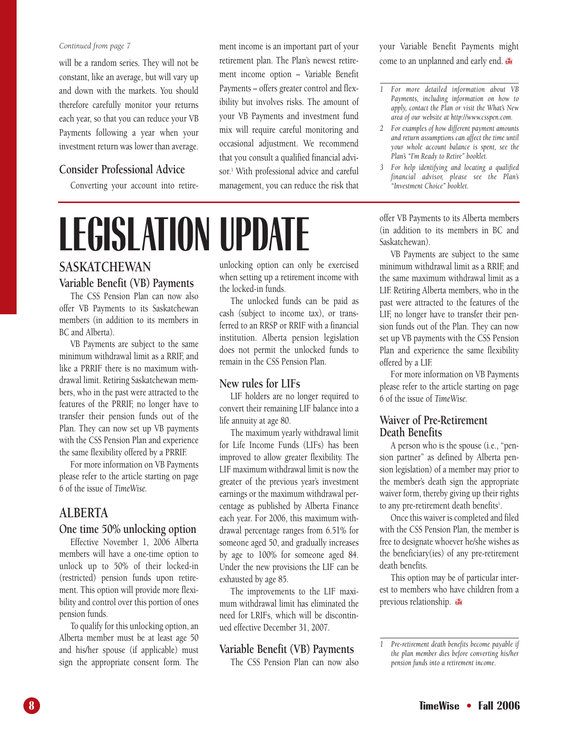*Continued from page 7*

will be a random series. They will not be constant, like an average, but will vary up and down with the markets. You should therefore carefully monitor your returns each year, so that you can reduce your VB Payments following a year when your investment return was lower than average.

### Consider Professional Advice

Converting your account into retirement income is an important part of your retirement plan. The Plan's newest retirement income option – Variable Benefit Payments – offers greater control and flexibility but involves risks. The amount of your VB Payments and investment fund mix will require careful monitoring and occasional adjustment. We recommend that you consult a qualified financial advisor.[3] With professional advice and careful management, you can reduce the risk that your Variable Benefit Payments might come to an unplanned and early end.

1 *For more detailed information about VB Payments, including information on how to apply, contact the Plan or visit the What's New area of our website at http://www.csspen.com.*

2 *For examples of how different payment amounts and return assumptions can affect the time until your whole account balance is spent, see the Plan's "I'm Ready to Retire" booklet.*

3 *For help identifying and locating a qualified financial advisor, please see the Plan's "Investment Choice" booklet.*

# LEGISLATION UPDATE

## SASKATCHEWAN

### Variable Benefit (VB) Payments

The CSS Pension Plan can now also offer VB Payments to its Saskatchewan members (in addition to its members in BC and Alberta).

VB Payments are subject to the same minimum withdrawal limit as a RRIF, and like a PRRIF there is no maximum withdrawal limit. Retiring Saskatchewan members, who in the past were attracted to the features of the PRRIF, no longer have to transfer their pension funds out of the Plan. They can now set up VB payments with the CSS Pension Plan and experience the same flexibility offered by a PRRIF.

For more information on VB Payments please refer to the article starting on page 6 of the issue of *TimeWise.*

## ALBERTA

### One time 50% unlocking option

Effective November 1, 2006 Alberta members will have a one-time option to unlock up to 50% of their locked-in (restricted) pension funds upon retirement. This option will provide more flexibility and control over this portion of ones pension funds.

To qualify for this unlocking option, an Alberta member must be at least age 50 and his/her spouse (if applicable) must sign the appropriate consent form. The unlocking option can only be exercised when setting up a retirement income with the locked-in funds.

The unlocked funds can be paid as cash (subject to income tax), or transferred to an RRSP or RRIF with a financial institution. Alberta pension legislation does not permit the unlocked funds to remain in the CSS Pension Plan.

### New rules for LIFs

LIF holders are no longer required to convert their remaining LIF balance into a life annuity at age 80.

The maximum yearly withdrawal limit for Life Income Funds (LIFs) has been improved to allow greater flexibility. The LIF maximum withdrawal limit is now the greater of the previous year's investment earnings or the maximum withdrawal percentage as published by Alberta Finance each year. For 2006, this maximum withdrawal percentage ranges from 6.51% for someone aged 50, and gradually increases by age to 100% for someone aged 84. Under the new provisions the LIF can be exhausted by age 85.

The improvements to the LIF maximum withdrawal limit has eliminated the need for LRIFs, which will be discontinued effective December 31, 2007.

### Variable Benefit (VB) Payments

The CSS Pension Plan can now also offer VB Payments to its Alberta members (in addition to its members in BC and Saskatchewan).

VB Payments are subject to the same minimum withdrawal limit as a RRIF, and the same maximum withdrawal limit as a LIF. Retiring Alberta members, who in the past were attracted to the features of the LIF, no longer have to transfer their pension funds out of the Plan. They can now set up VB payments with the CSS Pension Plan and experience the same flexibility offered by a LIF.

For more information on VB Payments please refer to the article starting on page 6 of the issue of *TimeWise.*

### Waiver of Pre-Retirement Death Benefits

A person who is the spouse (i.e., "pension partner" as defined by Alberta pension legislation) of a member may prior to the member's death sign the appropriate waiver form, thereby giving up their rights to any pre-retirement death benefits[1].

Once this waiver is completed and filed with the CSS Pension Plan, the member is free to designate whoever he/she wishes as the beneficiary(ies) of any pre-retirement death benefits.

This option may be of particular interest to members who have children from a previous relationship.

1 *Pre-retirement death benefits become payable if the plan member dies before converting his/her pension funds into a retirement income.*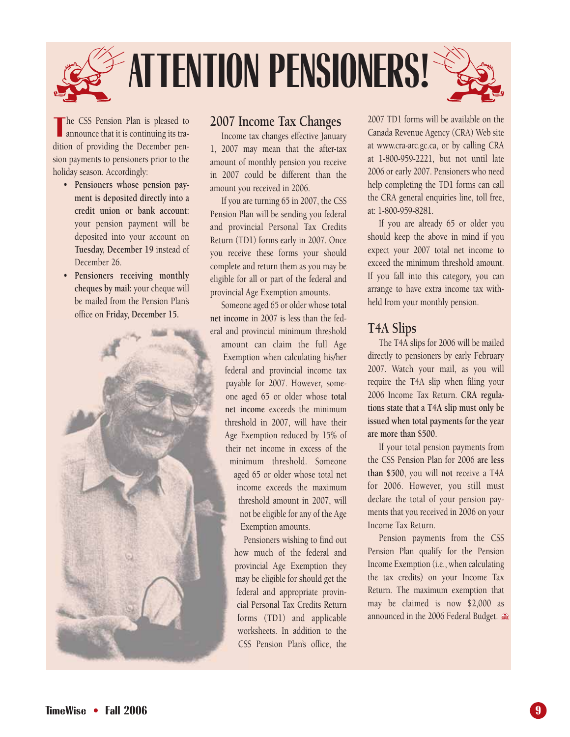# ATTENTION PENSIONERS!

The CSS Pension Plan is pleased to announce that it is continuing its tradition of providing the December pension payments to pensioners prior to the holiday season. Accordingly:

- **Pensioners whose pension payment is deposited directly into a credit union or bank account:** your pension payment will be deposited into your account on **Tuesday, December 19** instead of December 26.
- **Pensioners receiving monthly cheques by mail:** your cheque will be mailed from the Pension Plan's office on **Friday, December 15.**

## 2007 Income Tax Changes

Income tax changes effective January 1, 2007 may mean that the after-tax amount of monthly pension you receive in 2007 could be different than the amount you received in 2006.

If you are turning 65 in 2007, the CSS Pension Plan will be sending you federal and provincial Personal Tax Credits Return (TD1) forms early in 2007. Once you receive these forms your should complete and return them as you may be eligible for all or part of the federal and provincial Age Exemption amounts.

Someone aged 65 or older whose **total net income** in 2007 is less than the federal and provincial minimum threshold amount can claim the full Age Exemption when calculating his/her federal and provincial income tax payable for 2007. However, someone aged 65 or older whose **total net income** exceeds the minimum threshold in 2007, will have their Age Exemption reduced by 15% of their net income in excess of the minimum threshold. Someone aged 65 or older whose total net income exceeds the maximum threshold amount in 2007, will not be eligible for any of the Age Exemption amounts.

Pensioners wishing to find out how much of the federal and provincial Age Exemption they may be eligible for should get the federal and appropriate provincial Personal Tax Credits Return forms (TD1) and applicable worksheets. In addition to the CSS Pension Plan's office, the 2007 TD1 forms will be available on the Canada Revenue Agency (CRA) Web site at www.cra-arc.gc.ca, or by calling CRA at 1-800-959-2221, but not until late 2006 or early 2007. Pensioners who need help completing the TD1 forms can call the CRA general enquiries line, toll free, at: 1-800-959-8281.

If you are already 65 or older you should keep the above in mind if you expect your 2007 total net income to exceed the minimum threshold amount. If you fall into this category, you can arrange to have extra income tax withheld from your monthly pension.

## T4A Slips

The T4A slips for 2006 will be mailed directly to pensioners by early February 2007. Watch your mail, as you will require the T4A slip when filing your 2006 Income Tax Return. **CRA regulations state that a T4A slip must only be issued when total payments for the year are more than $500.**

If your total pension payments from the CSS Pension Plan for 2006 **are less than $500**, you will **not** receive a T4A for 2006. However, you still must declare the total of your pension payments that you received in 2006 on your Income Tax Return.

Pension payments from the CSS Pension Plan qualify for the Pension Income Exemption (i.e., when calculating the tax credits) on your Income Tax Return. The maximum exemption that may be claimed is now $2,000 as announced in the 2006 Federal Budget.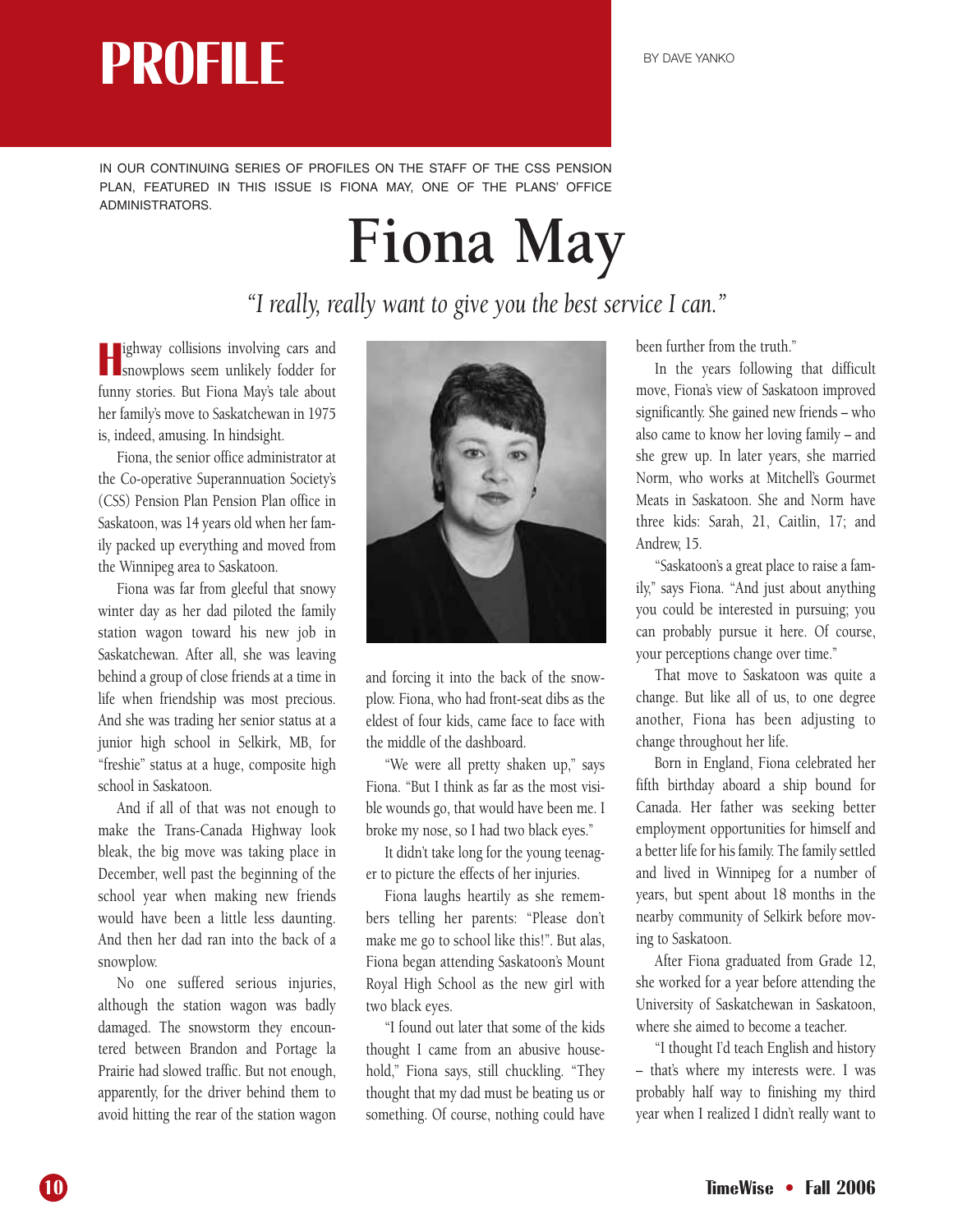# PROFILE

BY DAVE YANKO

IN OUR CONTINUING SERIES OF PROFILES ON THE STAFF OF THE CSS PENSION PLAN, FEATURED IN THIS ISSUE IS FIONA MAY, ONE OF THE PLANS' OFFICE ADMINISTRATORS.

# Fiona May

*"I really, really want to give you the best service I can."*

Highway collisions involving cars and snowplows seem unlikely fodder for funny stories. But Fiona May's tale about her family's move to Saskatchewan in 1975 is, indeed, amusing. In hindsight.

Fiona, the senior office administrator at the Co-operative Superannuation Society's (CSS) Pension Plan Pension Plan office in Saskatoon, was 14 years old when her family packed up everything and moved from the Winnipeg area to Saskatoon.

Fiona was far from gleeful that snowy winter day as her dad piloted the family station wagon toward his new job in Saskatchewan. After all, she was leaving behind a group of close friends at a time in life when friendship was most precious. And she was trading her senior status at a junior high school in Selkirk, MB, for "freshie" status at a huge, composite high school in Saskatoon.

And if all of that was not enough to make the Trans-Canada Highway look bleak, the big move was taking place in December, well past the beginning of the school year when making new friends would have been a little less daunting. And then her dad ran into the back of a snowplow.

No one suffered serious injuries, although the station wagon was badly damaged. The snowstorm they encountered between Brandon and Portage la Prairie had slowed traffic. But not enough, apparently, for the driver behind them to avoid hitting the rear of the station wagon and forcing it into the back of the snowplow. Fiona, who had front-seat dibs as the eldest of four kids, came face to face with the middle of the dashboard.

"We were all pretty shaken up," says Fiona. "But I think as far as the most visible wounds go, that would have been me. I broke my nose, so I had two black eyes."

It didn't take long for the young teenager to picture the effects of her injuries.

Fiona laughs heartily as she remembers telling her parents: "Please don't make me go to school like this!". But alas, Fiona began attending Saskatoon's Mount Royal High School as the new girl with two black eyes.

"I found out later that some of the kids thought I came from an abusive household," Fiona says, still chuckling. "They thought that my dad must be beating us or something. Of course, nothing could have been further from the truth."

In the years following that difficult move, Fiona's view of Saskatoon improved significantly. She gained new friends – who also came to know her loving family – and she grew up. In later years, she married Norm, who works at Mitchell's Gourmet Meats in Saskatoon. She and Norm have three kids: Sarah, 21, Caitlin, 17; and Andrew, 15.

"Saskatoon's a great place to raise a family," says Fiona. "And just about anything you could be interested in pursuing; you can probably pursue it here. Of course, your perceptions change over time."

That move to Saskatoon was quite a change. But like all of us, to one degree another, Fiona has been adjusting to change throughout her life.

Born in England, Fiona celebrated her fifth birthday aboard a ship bound for Canada. Her father was seeking better employment opportunities for himself and a better life for his family. The family settled and lived in Winnipeg for a number of years, but spent about 18 months in the nearby community of Selkirk before moving to Saskatoon.

After Fiona graduated from Grade 12, she worked for a year before attending the University of Saskatchewan in Saskatoon, where she aimed to become a teacher.

"I thought I'd teach English and history – that's where my interests were. I was probably half way to finishing my third year when I realized I didn't really want to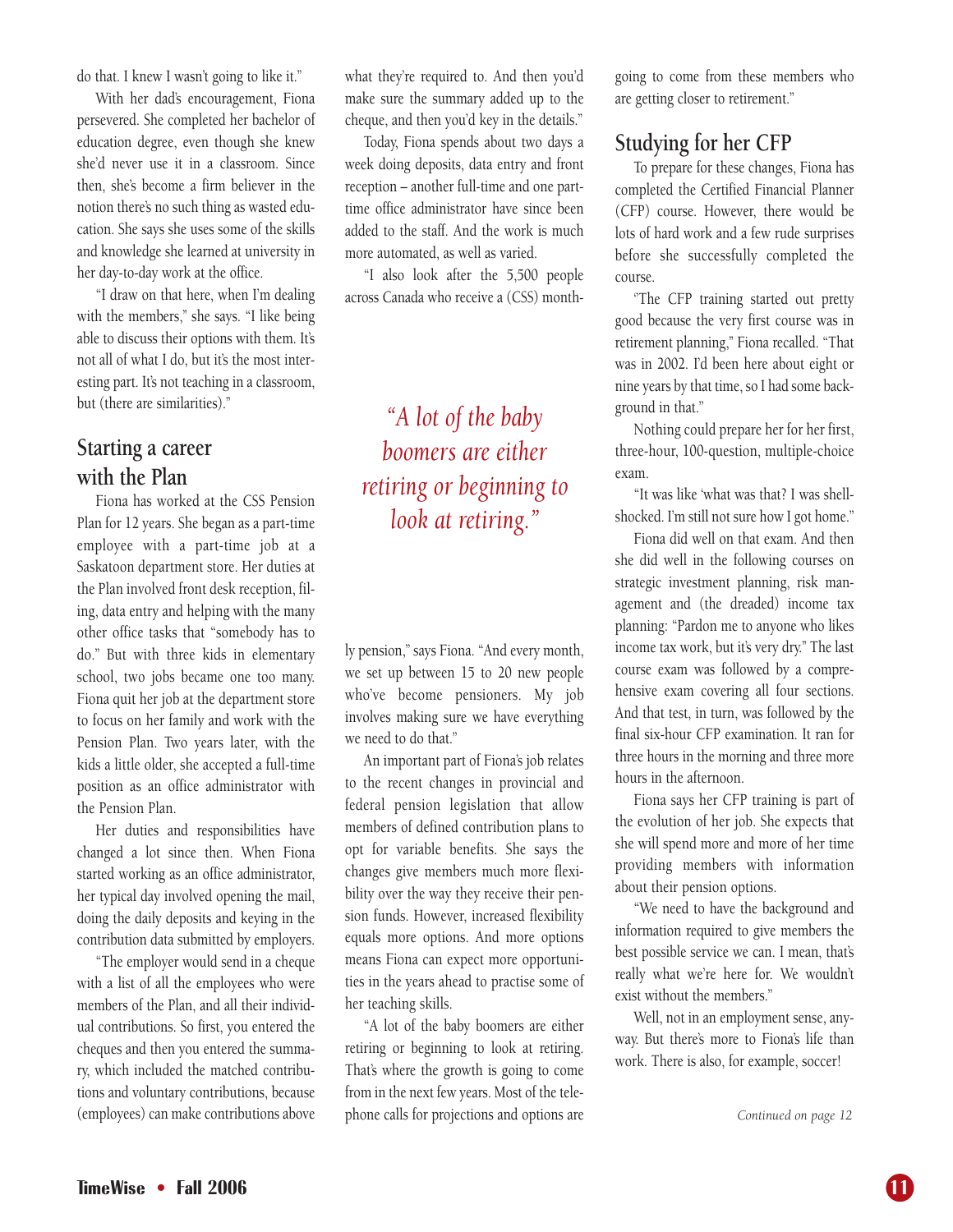do that. I knew I wasn't going to like it."

With her dad's encouragement, Fiona persevered. She completed her bachelor of education degree, even though she knew she'd never use it in a classroom. Since then, she's become a firm believer in the notion there's no such thing as wasted education. She says she uses some of the skills and knowledge she learned at university in her day-to-day work at the office.

"I draw on that here, when I'm dealing with the members," she says. "I like being able to discuss their options with them. It's not all of what I do, but it's the most interesting part. It's not teaching in a classroom, but (there are similarities)."

## Starting a career with the Plan

Fiona has worked at the CSS Pension Plan for 12 years. She began as a part-time employee with a part-time job at a Saskatoon department store. Her duties at the Plan involved front desk reception, filing, data entry and helping with the many other office tasks that "somebody has to do." But with three kids in elementary school, two jobs became one too many. Fiona quit her job at the department store to focus on her family and work with the Pension Plan. Two years later, with the kids a little older, she accepted a full-time position as an office administrator with the Pension Plan.

Her duties and responsibilities have changed a lot since then. When Fiona started working as an office administrator, her typical day involved opening the mail, doing the daily deposits and keying in the contribution data submitted by employers.

"The employer would send in a cheque with a list of all the employees who were members of the Plan, and all their individual contributions. So first, you entered the cheques and then you entered the summary, which included the matched contributions and voluntary contributions, because (employees) can make contributions above what they're required to. And then you'd make sure the summary added up to the cheque, and then you'd key in the details."

Today, Fiona spends about two days a week doing deposits, data entry and front reception – another full-time and one part-time office administrator have since been added to the staff. And the work is much more automated, as well as varied.

"I also look after the 5,500 people across Canada who receive a (CSS) monthly pension," says Fiona. "And every month, we set up between 15 to 20 new people who've become pensioners. My job involves making sure we have everything we need to do that."

*"A lot of the baby boomers are either retiring or beginning to look at retiring."*

An important part of Fiona's job relates to the recent changes in provincial and federal pension legislation that allow members of defined contribution plans to opt for variable benefits. She says the changes give members much more flexibility over the way they receive their pension funds. However, increased flexibility equals more options. And more options means Fiona can expect more opportunities in the years ahead to practise some of her teaching skills.

"A lot of the baby boomers are either retiring or beginning to look at retiring. That's where the growth is going to come from in the next few years. Most of the telephone calls for projections and options are going to come from these members who are getting closer to retirement."

## Studying for her CFP

To prepare for these changes, Fiona has completed the Certified Financial Planner (CFP) course. However, there would be lots of hard work and a few rude surprises before she successfully completed the course.

"The CFP training started out pretty good because the very first course was in retirement planning," Fiona recalled. "That was in 2002. I'd been here about eight or nine years by that time, so I had some background in that."

Nothing could prepare her for her first, three-hour, 100-question, multiple-choice exam.

"It was like 'what was that? I was shell-shocked. I'm still not sure how I got home."

Fiona did well on that exam. And then she did well in the following courses on strategic investment planning, risk management and (the dreaded) income tax planning: "Pardon me to anyone who likes income tax work, but it's very dry." The last course exam was followed by a comprehensive exam covering all four sections. And that test, in turn, was followed by the final six-hour CFP examination. It ran for three hours in the morning and three more hours in the afternoon.

Fiona says her CFP training is part of the evolution of her job. She expects that she will spend more and more of her time providing members with information about their pension options.

"We need to have the background and information required to give members the best possible service we can. I mean, that's really what we're here for. We wouldn't exist without the members."

Well, not in an employment sense, anyway. But there's more to Fiona's life than work. There is also, for example, soccer!

*Continued on page 12*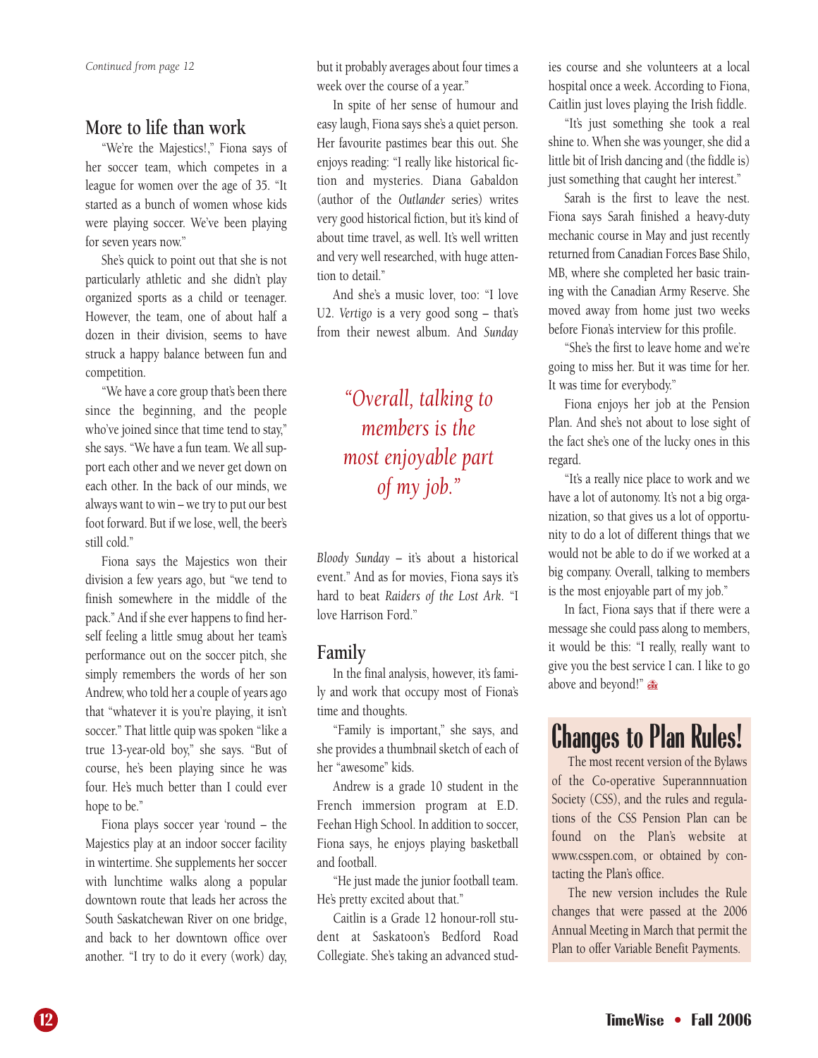*Continued from page 12*

## More to life than work

"We're the Majestics!," Fiona says of her soccer team, which competes in a league for women over the age of 35. "It started as a bunch of women whose kids were playing soccer. We've been playing for seven years now."

She's quick to point out that she is not particularly athletic and she didn't play organized sports as a child or teenager. However, the team, one of about half a dozen in their division, seems to have struck a happy balance between fun and competition.

"We have a core group that's been there since the beginning, and the people who've joined since that time tend to stay," she says. "We have a fun team. We all support each other and we never get down on each other. In the back of our minds, we always want to win – we try to put our best foot forward. But if we lose, well, the beer's still cold."

Fiona says the Majestics won their division a few years ago, but "we tend to finish somewhere in the middle of the pack." And if she ever happens to find herself feeling a little smug about her team's performance out on the soccer pitch, she simply remembers the words of her son Andrew, who told her a couple of years ago that "whatever it is you're playing, it isn't soccer." That little quip was spoken "like a true 13-year-old boy," she says. "But of course, he's been playing since he was four. He's much better than I could ever hope to be."

Fiona plays soccer year 'round – the Majestics play at an indoor soccer facility in wintertime. She supplements her soccer with lunchtime walks along a popular downtown route that leads her across the South Saskatchewan River on one bridge, and back to her downtown office over another. "I try to do it every (work) day, but it probably averages about four times a week over the course of a year."

In spite of her sense of humour and easy laugh, Fiona says she's a quiet person. Her favourite pastimes bear this out. She enjoys reading: "I really like historical fiction and mysteries. Diana Gabaldon (author of the *Outlander* series) writes very good historical fiction, but it's kind of about time travel, as well. It's well written and very well researched, with huge attention to detail."

And she's a music lover, too: "I love U2. *Vertigo* is a very good song – that's from their newest album. And *Sunday Bloody Sunday* – it's about a historical event." And as for movies, Fiona says it's hard to beat *Raiders of the Lost Ark*. "I love Harrison Ford."

> *"Overall, talking to members is the most enjoyable part of my job."*

## Family

In the final analysis, however, it's family and work that occupy most of Fiona's time and thoughts.

"Family is important," she says, and she provides a thumbnail sketch of each of her "awesome" kids.

Andrew is a grade 10 student in the French immersion program at E.D. Feehan High School. In addition to soccer, Fiona says, he enjoys playing basketball and football.

"He just made the junior football team. He's pretty excited about that."

Caitlin is a Grade 12 honour-roll student at Saskatoon's Bedford Road Collegiate. She's taking an advanced studies course and she volunteers at a local hospital once a week. According to Fiona, Caitlin just loves playing the Irish fiddle.

"It's just something she took a real shine to. When she was younger, she did a little bit of Irish dancing and (the fiddle is) just something that caught her interest."

Sarah is the first to leave the nest. Fiona says Sarah finished a heavy-duty mechanic course in May and just recently returned from Canadian Forces Base Shilo, MB, where she completed her basic training with the Canadian Army Reserve. She moved away from home just two weeks before Fiona's interview for this profile.

"She's the first to leave home and we're going to miss her. But it was time for her. It was time for everybody."

Fiona enjoys her job at the Pension Plan. And she's not about to lose sight of the fact she's one of the lucky ones in this regard.

"It's a really nice place to work and we have a lot of autonomy. It's not a big organization, so that gives us a lot of opportunity to do a lot of different things that we would not be able to do if we worked at a big company. Overall, talking to members is the most enjoyable part of my job."

In fact, Fiona says that if there were a message she could pass along to members, it would be this: "I really, really want to give you the best service I can. I like to go above and beyond!"

## Changes to Plan Rules!

The most recent version of the Bylaws of the Co-operative Superannnuation Society (CSS), and the rules and regulations of the CSS Pension Plan can be found on the Plan's website at www.csspen.com, or obtained by contacting the Plan's office.

The new version includes the Rule changes that were passed at the 2006 Annual Meeting in March that permit the Plan to offer Variable Benefit Payments.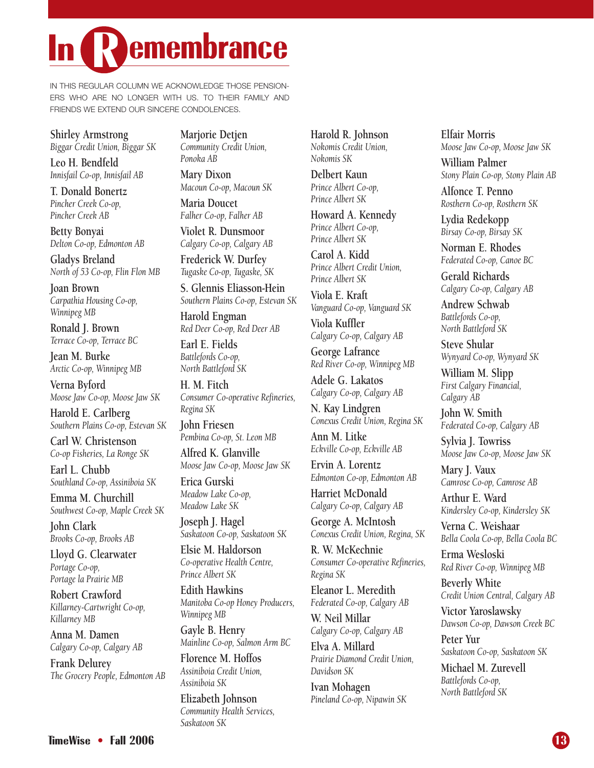# In Remembrance

IN THIS REGULAR COLUMN WE ACKNOWLEDGE THOSE PENSIONERS WHO ARE NO LONGER WITH US. TO THEIR FAMILY AND FRIENDS WE EXTEND OUR SINCERE CONDOLENCES.

Shirley Armstrong
*Biggar Credit Union, Biggar SK*

Leo H. Bendfeld
*Innisfail Co-op, Innisfail AB*

T. Donald Bonertz
*Pincher Creek Co-op, Pincher Creek AB*

Betty Bonyai
*Delton Co-op, Edmonton AB*

Gladys Breland
*North of 53 Co-op, Flin Flon MB*

Joan Brown
*Carpathia Housing Co-op, Winnipeg MB*

Ronald J. Brown
*Terrace Co-op, Terrace BC*

Jean M. Burke
*Arctic Co-op, Winnipeg MB*

Verna Byford
*Moose Jaw Co-op, Moose Jaw SK*

Harold E. Carlberg
*Southern Plains Co-op, Estevan SK*

Carl W. Christenson
*Co-op Fisheries, La Ronge SK*

Earl L. Chubb
*Southland Co-op, Assiniboia SK*

Emma M. Churchill
*Southwest Co-op, Maple Creek SK*

John Clark
*Brooks Co-op, Brooks AB*

Lloyd G. Clearwater
*Portage Co-op, Portage la Prairie MB*

Robert Crawford
*Killarney-Cartwright Co-op, Killarney MB*

Anna M. Damen
*Calgary Co-op, Calgary AB*

Frank Delurey
*The Grocery People, Edmonton AB*

Marjorie Detjen
*Community Credit Union, Ponoka AB*

Mary Dixon
*Macoun Co-op, Macoun SK*

Maria Doucet
*Falher Co-op, Falher AB*

Violet R. Dunsmoor
*Calgary Co-op, Calgary AB*

Frederick W. Durfey
*Tugaske Co-op, Tugaske, SK*

S. Glennis Eliasson-Hein
*Southern Plains Co-op, Estevan SK*

Harold Engman
*Red Deer Co-op, Red Deer AB*

Earl E. Fields
*Battlefords Co-op, North Battleford SK*

H. M. Fitch
*Consumer Co-operative Refineries, Regina SK*

John Friesen
*Pembina Co-op, St. Leon MB*

Alfred K. Glanville
*Moose Jaw Co-op, Moose Jaw SK*

Erica Gurski
*Meadow Lake Co-op, Meadow Lake SK*

Joseph J. Hagel
*Saskatoon Co-op, Saskatoon SK*

Elsie M. Haldorson
*Co-operative Health Centre, Prince Albert SK*

Edith Hawkins
*Manitoba Co-op Honey Producers, Winnipeg MB*

Gayle B. Henry
*Mainline Co-op, Salmon Arm BC*

Florence M. Hoffos
*Assiniboia Credit Union, Assiniboia SK*

Elizabeth Johnson
*Community Health Services, Saskatoon SK*

Harold R. Johnson
*Nokomis Credit Union, Nokomis SK*

Delbert Kaun
*Prince Albert Co-op, Prince Albert SK*

Howard A. Kennedy
*Prince Albert Co-op, Prince Albert SK*

Carol A. Kidd
*Prince Albert Credit Union, Prince Albert SK*

Viola E. Kraft
*Vanguard Co-op, Vanguard SK*

Viola Kuffler
*Calgary Co-op, Calgary AB*

George Lafrance
*Red River Co-op, Winnipeg MB*

Adele G. Lakatos
*Calgary Co-op, Calgary AB*

N. Kay Lindgren
*Conexus Credit Union, Regina SK*

Ann M. Litke
*Eckville Co-op, Eckville AB*

Ervin A. Lorentz
*Edmonton Co-op, Edmonton AB*

Harriet McDonald
*Calgary Co-op, Calgary AB*

George A. McIntosh
*Conexus Credit Union, Regina, SK*

R. W. McKechnie
*Consumer Co-operative Refineries, Regina SK*

Eleanor L. Meredith
*Federated Co-op, Calgary AB*

W. Neil Millar
*Calgary Co-op, Calgary AB*

Elva A. Millard
*Prairie Diamond Credit Union, Davidson SK*

Ivan Mohagen
*Pineland Co-op, Nipawin SK*

Elfair Morris
*Moose Jaw Co-op, Moose Jaw SK*

William Palmer
*Stony Plain Co-op, Stony Plain AB*

Alfonce T. Penno
*Rosthern Co-op, Rosthern SK*

Lydia Redekopp
*Birsay Co-op, Birsay SK*

Norman E. Rhodes
*Federated Co-op, Canoe BC*

Gerald Richards
*Calgary Co-op, Calgary AB*

Andrew Schwab
*Battlefords Co-op, North Battleford SK*

Steve Shular
*Wynyard Co-op, Wynyard SK*

William M. Slipp
*First Calgary Financial, Calgary AB*

John W. Smith
*Federated Co-op, Calgary AB*

Sylvia J. Towriss
*Moose Jaw Co-op, Moose Jaw SK*

Mary J. Vaux
*Camrose Co-op, Camrose AB*

Arthur E. Ward
*Kindersley Co-op, Kindersley SK*

Verna C. Weishaar
*Bella Coola Co-op, Bella Coola BC*

Erma Wesloski
*Red River Co-op, Winnipeg MB*

Beverly White
*Credit Union Central, Calgary AB*

Victor Yaroslawsky
*Dawson Co-op, Dawson Creek BC*

Peter Yur
*Saskatoon Co-op, Saskatoon SK*

Michael M. Zurevell
*Battlefords Co-op, North Battleford SK*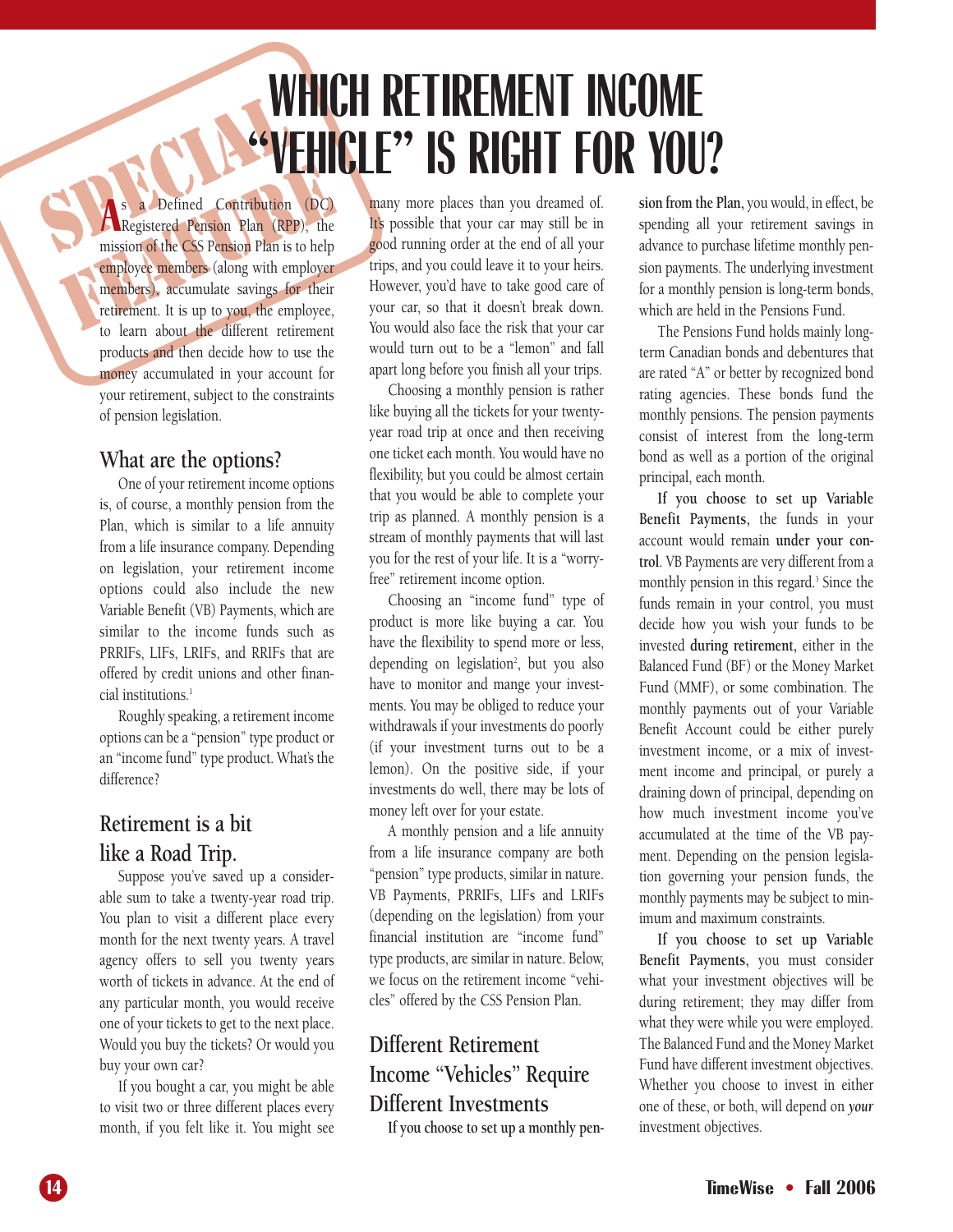SPECIAL FEATURE

# WHICH RETIREMENT INCOME "VEHICLE" IS RIGHT FOR YOU?

As a Defined Contribution (DC) Registered Pension Plan (RPP), the mission of the CSS Pension Plan is to help employee members (along with employer members), accumulate savings for their retirement. It is up to you, the employee, to learn about the different retirement products and then decide how to use the money accumulated in your account for your retirement, subject to the constraints of pension legislation.

## What are the options?

One of your retirement income options is, of course, a monthly pension from the Plan, which is similar to a life annuity from a life insurance company. Depending on legislation, your retirement income options could also include the new Variable Benefit (VB) Payments, which are similar to the income funds such as PRRIFs, LIFs, LRIFs, and RRIFs that are offered by credit unions and other financial institutions.[1]

Roughly speaking, a retirement income options can be a "pension" type product or an "income fund" type product. What's the difference?

## Retirement is a bit like a Road Trip.

Suppose you've saved up a considerable sum to take a twenty-year road trip. You plan to visit a different place every month for the next twenty years. A travel agency offers to sell you twenty years worth of tickets in advance. At the end of any particular month, you would receive one of your tickets to get to the next place. Would you buy the tickets? Or would you buy your own car?

If you bought a car, you might be able to visit two or three different places every month, if you felt like it. You might see many more places than you dreamed of. It's possible that your car may still be in good running order at the end of all your trips, and you could leave it to your heirs. However, you'd have to take good care of your car, so that it doesn't break down. You would also face the risk that your car would turn out to be a "lemon" and fall apart long before you finish all your trips.

Choosing a monthly pension is rather like buying all the tickets for your twenty-year road trip at once and then receiving one ticket each month. You would have no flexibility, but you could be almost certain that you would be able to complete your trip as planned. A monthly pension is a stream of monthly payments that will last you for the rest of your life. It is a "worry-free" retirement income option.

Choosing an "income fund" type of product is more like buying a car. You have the flexibility to spend more or less, depending on legislation[2], but you also have to monitor and mange your investments. You may be obliged to reduce your withdrawals if your investments do poorly (if your investment turns out to be a lemon). On the positive side, if your investments do well, there may be lots of money left over for your estate.

A monthly pension and a life annuity from a life insurance company are both "pension" type products, similar in nature. VB Payments, PRRIFs, LIFs and LRIFs (depending on the legislation) from your financial institution are "income fund" type products, are similar in nature. Below, we focus on the retirement income "vehicles" offered by the CSS Pension Plan.

## Different Retirement Income "Vehicles" Require Different Investments

**If you choose to set up a monthly pension from the Plan,** you would, in effect, be spending all your retirement savings in advance to purchase lifetime monthly pension payments. The underlying investment for a monthly pension is long-term bonds, which are held in the Pensions Fund.

The Pensions Fund holds mainly long-term Canadian bonds and debentures that are rated "A" or better by recognized bond rating agencies. These bonds fund the monthly pensions. The pension payments consist of interest from the long-term bond as well as a portion of the original principal, each month.

**If you choose to set up Variable Benefit Payments,** the funds in your account would remain **under your control**. VB Payments are very different from a monthly pension in this regard.[3] Since the funds remain in your control, you must decide how you wish your funds to be invested **during retirement**, either in the Balanced Fund (BF) or the Money Market Fund (MMF), or some combination. The monthly payments out of your Variable Benefit Account could be either purely investment income, or a mix of investment income and principal, or purely a draining down of principal, depending on how much investment income you've accumulated at the time of the VB payment. Depending on the pension legislation governing your pension funds, the monthly payments may be subject to minimum and maximum constraints.

**If you choose to set up Variable Benefit Payments,** you must consider what your investment objectives will be during retirement; they may differ from what they were while you were employed. The Balanced Fund and the Money Market Fund have different investment objectives. Whether you choose to invest in either one of these, or both, will depend on *your* investment objectives.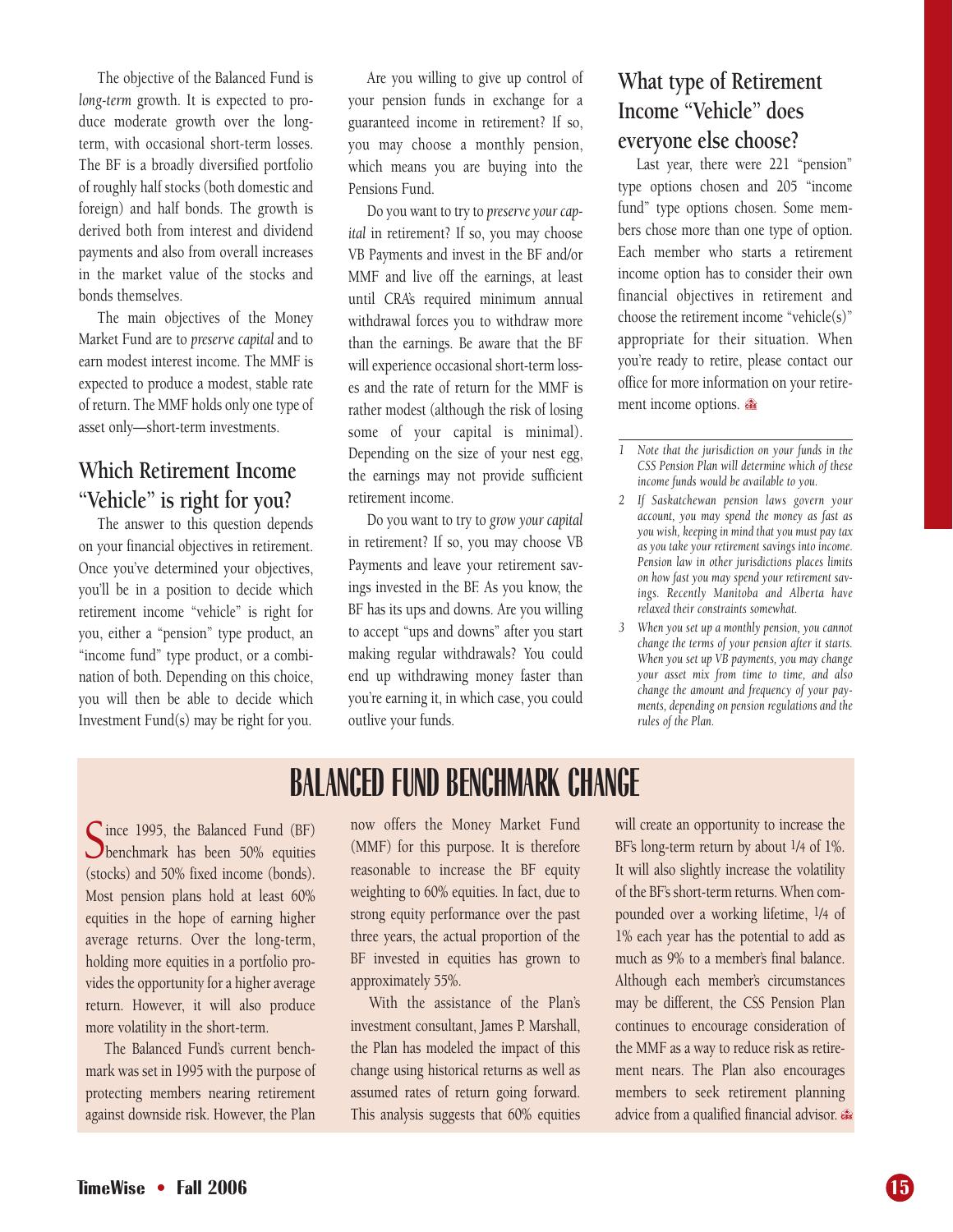The objective of the Balanced Fund is *long-term* growth. It is expected to produce moderate growth over the long-term, with occasional short-term losses. The BF is a broadly diversified portfolio of roughly half stocks (both domestic and foreign) and half bonds. The growth is derived both from interest and dividend payments and also from overall increases in the market value of the stocks and bonds themselves.

The main objectives of the Money Market Fund are to *preserve capital* and to earn modest interest income. The MMF is expected to produce a modest, stable rate of return. The MMF holds only one type of asset only—short-term investments.

## Which Retirement Income "Vehicle" is right for you?

The answer to this question depends on your financial objectives in retirement. Once you've determined your objectives, you'll be in a position to decide which retirement income "vehicle" is right for you, either a "pension" type product, an "income fund" type product, or a combination of both. Depending on this choice, you will then be able to decide which Investment Fund(s) may be right for you.

Are you willing to give up control of your pension funds in exchange for a guaranteed income in retirement? If so, you may choose a monthly pension, which means you are buying into the Pensions Fund.

Do you want to try to *preserve your capital* in retirement? If so, you may choose VB Payments and invest in the BF and/or MMF and live off the earnings, at least until CRA's required minimum annual withdrawal forces you to withdraw more than the earnings. Be aware that the BF will experience occasional short-term losses and the rate of return for the MMF is rather modest (although the risk of losing some of your capital is minimal). Depending on the size of your nest egg, the earnings may not provide sufficient retirement income.

Do you want to try to *grow your capital* in retirement? If so, you may choose VB Payments and leave your retirement savings invested in the BF. As you know, the BF has its ups and downs. Are you willing to accept "ups and downs" after you start making regular withdrawals? You could end up withdrawing money faster than you're earning it, in which case, you could outlive your funds.

## What type of Retirement Income "Vehicle" does everyone else choose?

Last year, there were 221 "pension" type options chosen and 205 "income fund" type options chosen. Some members chose more than one type of option. Each member who starts a retirement income option has to consider their own financial objectives in retirement and choose the retirement income "vehicle(s)" appropriate for their situation. When you're ready to retire, please contact our office for more information on your retirement income options.

---

1 *Note that the jurisdiction on your funds in the CSS Pension Plan will determine which of these income funds would be available to you.*

2 *If Saskatchewan pension laws govern your account, you may spend the money as fast as you wish, keeping in mind that you must pay tax as you take your retirement savings into income. Pension law in other jurisdictions places limits on how fast you may spend your retirement savings. Recently Manitoba and Alberta have relaxed their constraints somewhat.*

3 *When you set up a monthly pension, you cannot change the terms of your pension after it starts. When you set up VB payments, you may change your asset mix from time to time, and also change the amount and frequency of your payments, depending on pension regulations and the rules of the Plan.*

# BALANCED FUND BENCHMARK CHANGE

Since 1995, the Balanced Fund (BF) benchmark has been 50% equities (stocks) and 50% fixed income (bonds). Most pension plans hold at least 60% equities in the hope of earning higher average returns. Over the long-term, holding more equities in a portfolio provides the opportunity for a higher average return. However, it will also produce more volatility in the short-term.

The Balanced Fund's current benchmark was set in 1995 with the purpose of protecting members nearing retirement against downside risk. However, the Plan now offers the Money Market Fund (MMF) for this purpose. It is therefore reasonable to increase the BF equity weighting to 60% equities. In fact, due to strong equity performance over the past three years, the actual proportion of the BF invested in equities has grown to approximately 55%.

With the assistance of the Plan's investment consultant, James P. Marshall, the Plan has modeled the impact of this change using historical returns as well as assumed rates of return going forward. This analysis suggests that 60% equities will create an opportunity to increase the BF's long-term return by about 1/4 of 1%. It will also slightly increase the volatility of the BF's short-term returns. When compounded over a working lifetime, 1/4 of 1% each year has the potential to add as much as 9% to a member's final balance. Although each member's circumstances may be different, the CSS Pension Plan continues to encourage consideration of the MMF as a way to reduce risk as retirement nears. The Plan also encourages members to seek retirement planning advice from a qualified financial advisor.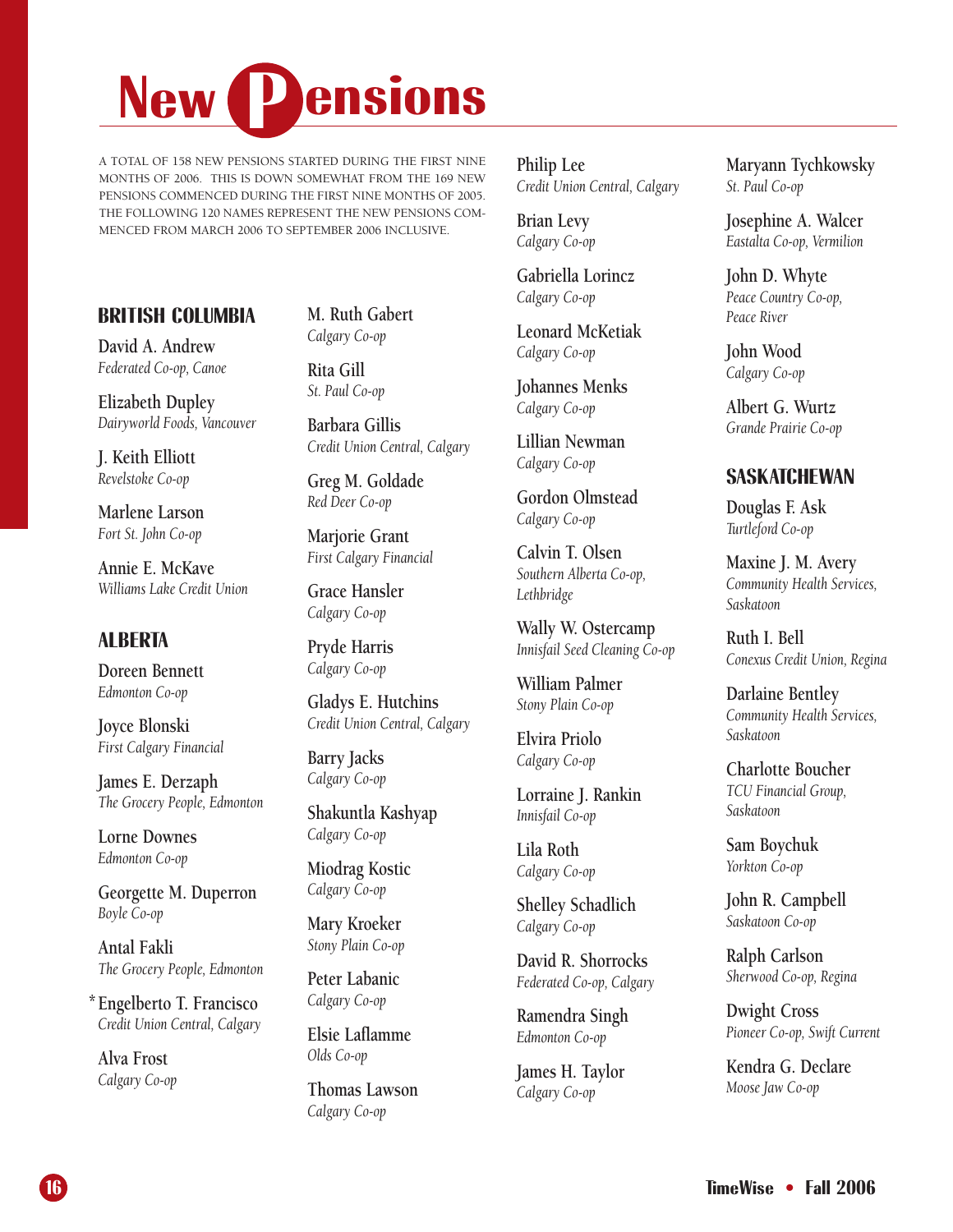# New Pensions

A TOTAL OF 158 NEW PENSIONS STARTED DURING THE FIRST NINE MONTHS OF 2006. THIS IS DOWN SOMEWHAT FROM THE 169 NEW PENSIONS COMMENCED DURING THE FIRST NINE MONTHS OF 2005. THE FOLLOWING 120 NAMES REPRESENT THE NEW PENSIONS COMMENCED FROM MARCH 2006 TO SEPTEMBER 2006 INCLUSIVE.

## BRITISH COLUMBIA

David A. Andrew
*Federated Co-op, Canoe*

Elizabeth Dupley
*Dairyworld Foods, Vancouver*

J. Keith Elliott
*Revelstoke Co-op*

Marlene Larson
*Fort St. John Co-op*

Annie E. McKave
*Williams Lake Credit Union*

## ALBERTA

Doreen Bennett
*Edmonton Co-op*

Joyce Blonski
*First Calgary Financial*

James E. Derzaph
*The Grocery People, Edmonton*

Lorne Downes
*Edmonton Co-op*

Georgette M. Duperron
*Boyle Co-op*

Antal Fakli
*The Grocery People, Edmonton*

*Engelberto T. Francisco
*Credit Union Central, Calgary*

Alva Frost
*Calgary Co-op*

M. Ruth Gabert
*Calgary Co-op*

Rita Gill
*St. Paul Co-op*

Barbara Gillis
*Credit Union Central, Calgary*

Greg M. Goldade
*Red Deer Co-op*

Marjorie Grant
*First Calgary Financial*

Grace Hansler
*Calgary Co-op*

Pryde Harris
*Calgary Co-op*

Gladys E. Hutchins
*Credit Union Central, Calgary*

Barry Jacks
*Calgary Co-op*

Shakuntla Kashyap
*Calgary Co-op*

Miodrag Kostic
*Calgary Co-op*

Mary Kroeker
*Stony Plain Co-op*

Peter Labanic
*Calgary Co-op*

Elsie Laflamme
*Olds Co-op*

Thomas Lawson
*Calgary Co-op*

Philip Lee
*Credit Union Central, Calgary*

Brian Levy
*Calgary Co-op*

Gabriella Lorincz
*Calgary Co-op*

Leonard McKetiak
*Calgary Co-op*

Johannes Menks
*Calgary Co-op*

Lillian Newman
*Calgary Co-op*

Gordon Olmstead
*Calgary Co-op*

Calvin T. Olsen
*Southern Alberta Co-op, Lethbridge*

Wally W. Ostercamp
*Innisfail Seed Cleaning Co-op*

William Palmer
*Stony Plain Co-op*

Elvira Priolo
*Calgary Co-op*

Lorraine J. Rankin
*Innisfail Co-op*

Lila Roth
*Calgary Co-op*

Shelley Schadlich
*Calgary Co-op*

David R. Shorrocks
*Federated Co-op, Calgary*

Ramendra Singh
*Edmonton Co-op*

James H. Taylor
*Calgary Co-op*

Maryann Tychkowsky
*St. Paul Co-op*

Josephine A. Walcer
*Eastalta Co-op, Vermilion*

John D. Whyte
*Peace Country Co-op, Peace River*

John Wood
*Calgary Co-op*

Albert G. Wurtz
*Grande Prairie Co-op*

## SASKATCHEWAN

Douglas F. Ask
*Turtleford Co-op*

Maxine J. M. Avery
*Community Health Services, Saskatoon*

Ruth I. Bell
*Conexus Credit Union, Regina*

Darlaine Bentley
*Community Health Services, Saskatoon*

Charlotte Boucher
*TCU Financial Group, Saskatoon*

Sam Boychuk
*Yorkton Co-op*

John R. Campbell
*Saskatoon Co-op*

Ralph Carlson
*Sherwood Co-op, Regina*

Dwight Cross
*Pioneer Co-op, Swift Current*

Kendra G. Declare
*Moose Jaw Co-op*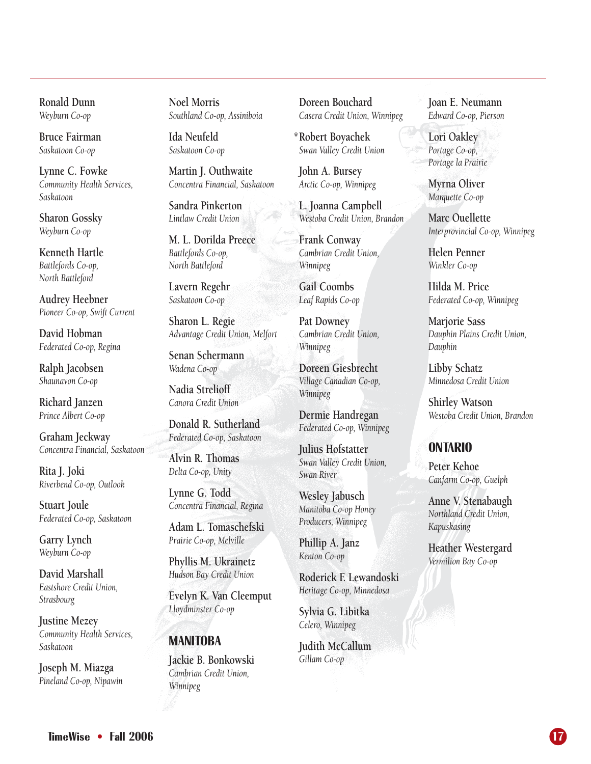Ronald Dunn
*Weyburn Co-op*

Bruce Fairman
*Saskatoon Co-op*

Lynne C. Fowke
*Community Health Services, Saskatoon*

Sharon Gossky
*Weyburn Co-op*

Kenneth Hartle
*Battlefords Co-op, North Battleford*

Audrey Heebner
*Pioneer Co-op, Swift Current*

David Hobman
*Federated Co-op, Regina*

Ralph Jacobsen
*Shaunavon Co-op*

Richard Janzen
*Prince Albert Co-op*

Graham Jeckway
*Concentra Financial, Saskatoon*

Rita J. Joki
*Riverbend Co-op, Outlook*

Stuart Joule
*Federated Co-op, Saskatoon*

Garry Lynch
*Weyburn Co-op*

David Marshall
*Eastshore Credit Union, Strasbourg*

Justine Mezey
*Community Health Services, Saskatoon*

Joseph M. Miazga
*Pineland Co-op, Nipawin*

Noel Morris
*Southland Co-op, Assiniboia*

Ida Neufeld
*Saskatoon Co-op*

Martin J. Outhwaite
*Concentra Financial, Saskatoon*

Sandra Pinkerton
*Lintlaw Credit Union*

M. L. Dorilda Preece
*Battlefords Co-op, North Battleford*

Lavern Regehr
*Saskatoon Co-op*

Sharon L. Regie
*Advantage Credit Union, Melfort*

Senan Schermann
*Wadena Co-op*

Nadia Strelioff
*Canora Credit Union*

Donald R. Sutherland
*Federated Co-op, Saskatoon*

Alvin R. Thomas
*Delta Co-op, Unity*

Lynne G. Todd
*Concentra Financial, Regina*

Adam L. Tomaschefski
*Prairie Co-op, Melville*

Phyllis M. Ukrainetz
*Hudson Bay Credit Union*

Evelyn K. Van Cleemput
*Lloydminster Co-op*

## MANITOBA

Jackie B. Bonkowski
*Cambrian Credit Union, Winnipeg*

Doreen Bouchard
*Casera Credit Union, Winnipeg*

*Robert Boyachek
*Swan Valley Credit Union*

John A. Bursey
*Arctic Co-op, Winnipeg*

L. Joanna Campbell
*Westoba Credit Union, Brandon*

Frank Conway
*Cambrian Credit Union, Winnipeg*

Gail Coombs
*Leaf Rapids Co-op*

Pat Downey
*Cambrian Credit Union, Winnipeg*

Doreen Giesbrecht
*Village Canadian Co-op, Winnipeg*

Dermie Handregan
*Federated Co-op, Winnipeg*

Julius Hofstatter
*Swan Valley Credit Union, Swan River*

Wesley Jabusch
*Manitoba Co-op Honey Producers, Winnipeg*

Phillip A. Janz
*Kenton Co-op*

Roderick F. Lewandoski
*Heritage Co-op, Minnedosa*

Sylvia G. Libitka
*Celero, Winnipeg*

Judith McCallum
*Gillam Co-op*

Joan E. Neumann
*Edward Co-op, Pierson*

Lori Oakley
*Portage Co-op, Portage la Prairie*

Myrna Oliver
*Marquette Co-op*

Marc Ouellette
*Interprovincial Co-op, Winnipeg*

Helen Penner
*Winkler Co-op*

Hilda M. Price
*Federated Co-op, Winnipeg*

Marjorie Sass
*Dauphin Plains Credit Union, Dauphin*

Libby Schatz
*Minnedosa Credit Union*

Shirley Watson
*Westoba Credit Union, Brandon*

## ONTARIO

Peter Kehoe
*Canfarm Co-op, Guelph*

Anne V. Stenabaugh
*Northland Credit Union, Kapuskasing*

Heather Westergard
*Vermilion Bay Co-op*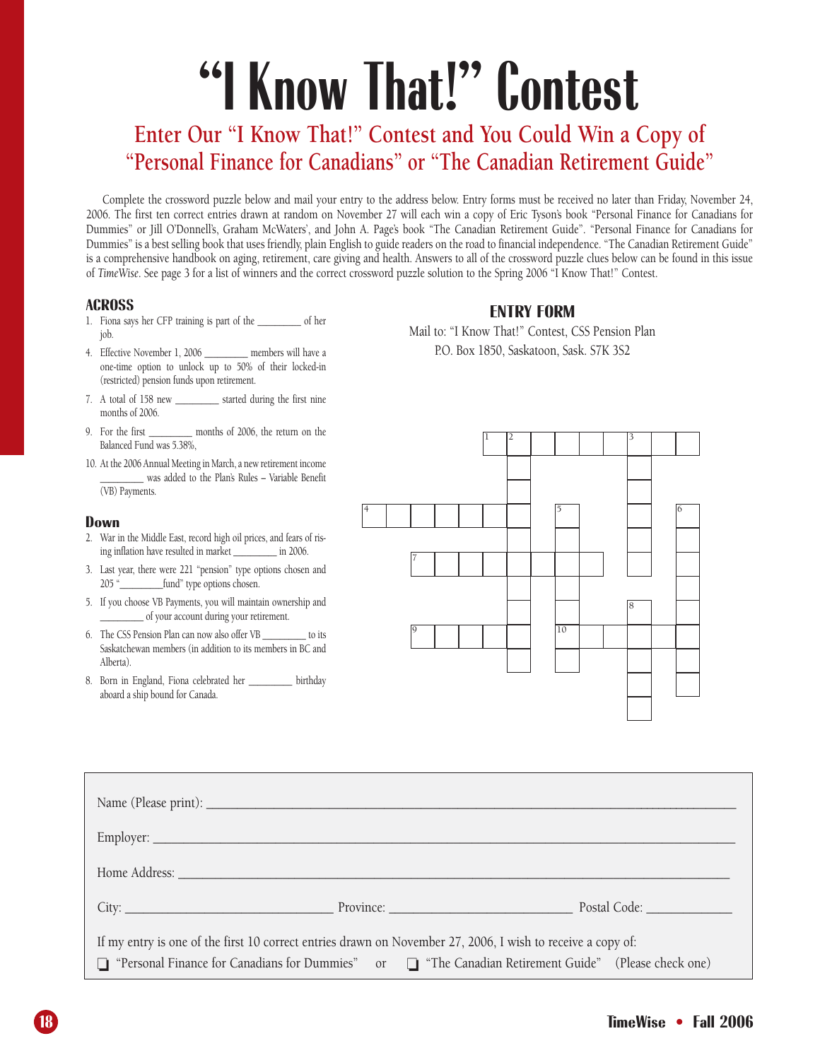# "I Know That!" Contest

## Enter Our "I Know That!" Contest and You Could Win a Copy of "Personal Finance for Canadians" or "The Canadian Retirement Guide"

Complete the crossword puzzle below and mail your entry to the address below. Entry forms must be received no later than Friday, November 24, 2006. The first ten correct entries drawn at random on November 27 will each win a copy of Eric Tyson's book "Personal Finance for Canadians for Dummies" or Jill O'Donnell's, Graham McWaters', and John A. Page's book "The Canadian Retirement Guide". "Personal Finance for Canadians for Dummies" is a best selling book that uses friendly, plain English to guide readers on the road to financial independence. "The Canadian Retirement Guide" is a comprehensive handbook on aging, retirement, care giving and health. Answers to all of the crossword puzzle clues below can be found in this issue of *TimeWise*. See page 3 for a list of winners and the correct crossword puzzle solution to the Spring 2006 "I Know That!" Contest.

### ACROSS

1. Fiona says her CFP training is part of the ________ of her job.
4. Effective November 1, 2006 ________ members will have a one-time option to unlock up to 50% of their locked-in (restricted) pension funds upon retirement.
7. A total of 158 new ________ started during the first nine months of 2006.
9. For the first ________ months of 2006, the return on the Balanced Fund was 5.38%,
10. At the 2006 Annual Meeting in March, a new retirement income ________ was added to the Plan's Rules – Variable Benefit (VB) Payments.

### Down

2. War in the Middle East, record high oil prices, and fears of rising inflation have resulted in market ________ in 2006.
3. Last year, there were 221 "pension" type options chosen and 205 "________fund" type options chosen.
5. If you choose VB Payments, you will maintain ownership and ________ of your account during your retirement.
6. The CSS Pension Plan can now also offer VB ________ to its Saskatchewan members (in addition to its members in BC and Alberta).
8. Born in England, Fiona celebrated her ________ birthday aboard a ship bound for Canada.

### ENTRY FORM

Mail to: "I Know That!" Contest, CSS Pension Plan
P.O. Box 1850, Saskatoon, Sask. S7K 3S2

Name (Please print): ____________________

Employer: ____________________

Home Address: ____________________

City: ____________ Province: ____________ Postal Code: ____________

If my entry is one of the first 10 correct entries drawn on November 27, 2006, I wish to receive a copy of:

❑ "Personal Finance for Canadians for Dummies" or ❑ "The Canadian Retirement Guide" (Please check one)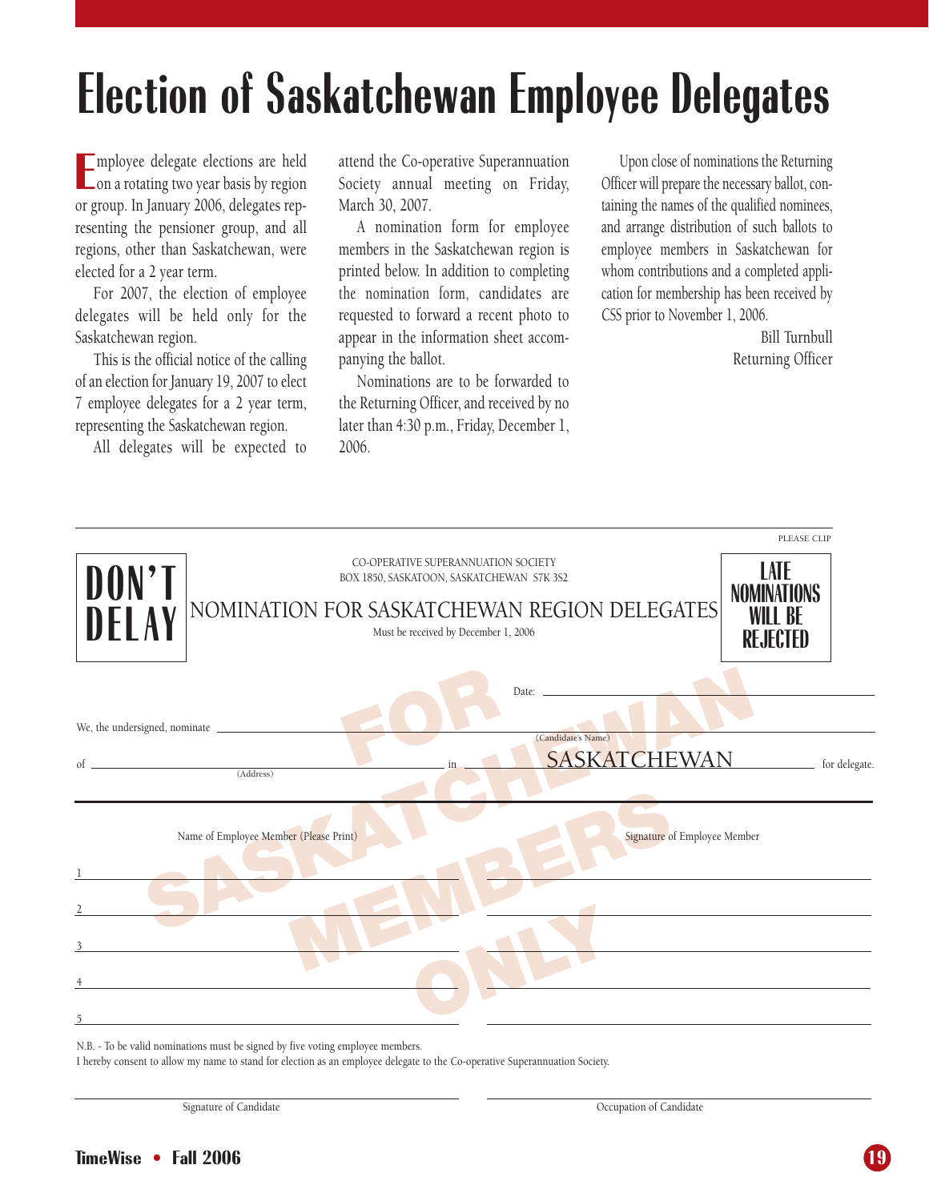# Election of Saskatchewan Employee Delegates

Employee delegate elections are held on a rotating two year basis by region or group. In January 2006, delegates representing the pensioner group, and all regions, other than Saskatchewan, were elected for a 2 year term.

For 2007, the election of employee delegates will be held only for the Saskatchewan region.

This is the official notice of the calling of an election for January 19, 2007 to elect 7 employee delegates for a 2 year term, representing the Saskatchewan region.

All delegates will be expected to attend the Co-operative Superannuation Society annual meeting on Friday, March 30, 2007.

A nomination form for employee members in the Saskatchewan region is printed below. In addition to completing the nomination form, candidates are requested to forward a recent photo to appear in the information sheet accompanying the ballot.

Nominations are to be forwarded to the Returning Officer, and received by no later than 4:30 p.m., Friday, December 1, 2006.

Upon close of nominations the Returning Officer will prepare the necessary ballot, containing the names of the qualified nominees, and arrange distribution of such ballots to employee members in Saskatchewan for whom contributions and a completed application for membership has been received by CSS prior to November 1, 2006.

Bill Turnbull
Returning Officer

---

PLEASE CLIP

**DON'T DELAY**

CO-OPERATIVE SUPERANNUATION SOCIETY
BOX 1850, SASKATOON, SASKATCHEWAN S7K 3S2

## NOMINATION FOR SASKATCHEWAN REGION DELEGATES

Must be received by December 1, 2006

**LATE NOMINATIONS WILL BE REJECTED**

FOR SASKATCHEWAN MEMBERS ONLY

Date: ______________________

We, the undersigned, nominate ______________________ (Candidate's Name)

of ______________________ (Address) in SASKATCHEWAN for delegate.

| | Name of Employee Member (Please Print) | Signature of Employee Member |
|---|---|---|
| 1 | | |
| 2 | | |
| 3 | | |
| 4 | | |
| 5 | | |

N.B. - To be valid nominations must be signed by five voting employee members.
I hereby consent to allow my name to stand for election as an employee delegate to the Co-operative Superannuation Society.

______________________ Signature of Candidate

______________________ Occupation of Candidate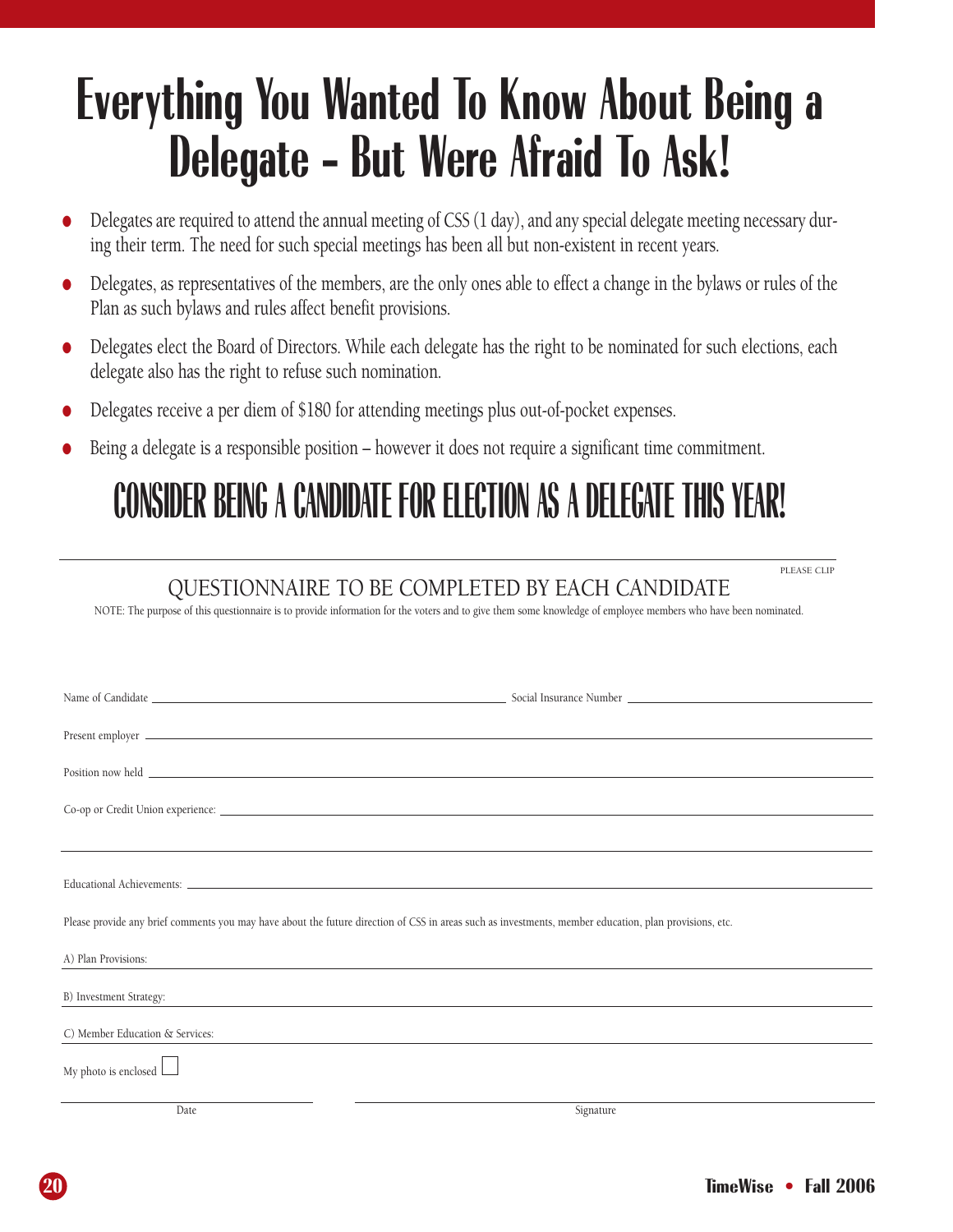# Everything You Wanted To Know About Being a Delegate – But Were Afraid To Ask!

- Delegates are required to attend the annual meeting of CSS (1 day), and any special delegate meeting necessary during their term. The need for such special meetings has been all but non-existent in recent years.
- Delegates, as representatives of the members, are the only ones able to effect a change in the bylaws or rules of the Plan as such bylaws and rules affect benefit provisions.
- Delegates elect the Board of Directors. While each delegate has the right to be nominated for such elections, each delegate also has the right to refuse such nomination.
- Delegates receive a per diem of $180 for attending meetings plus out-of-pocket expenses.
- Being a delegate is a responsible position – however it does not require a significant time commitment.

## CONSIDER BEING A CANDIDATE FOR ELECTION AS A DELEGATE THIS YEAR!

---

PLEASE CLIP

### QUESTIONNAIRE TO BE COMPLETED BY EACH CANDIDATE

NOTE: The purpose of this questionnaire is to provide information for the voters and to give them some knowledge of employee members who have been nominated.

Name of Candidate ______________________ Social Insurance Number ______________________

Present employer ______________________

Position now held ______________________

Co-op or Credit Union experience: ______________________

______________________

Educational Achievements: ______________________

Please provide any brief comments you may have about the future direction of CSS in areas such as investments, member education, plan provisions, etc.

A) Plan Provisions: ______________________

B) Investment Strategy: ______________________

C) Member Education & Services: ______________________

My photo is enclosed ☐

______________________ Date

______________________ Signature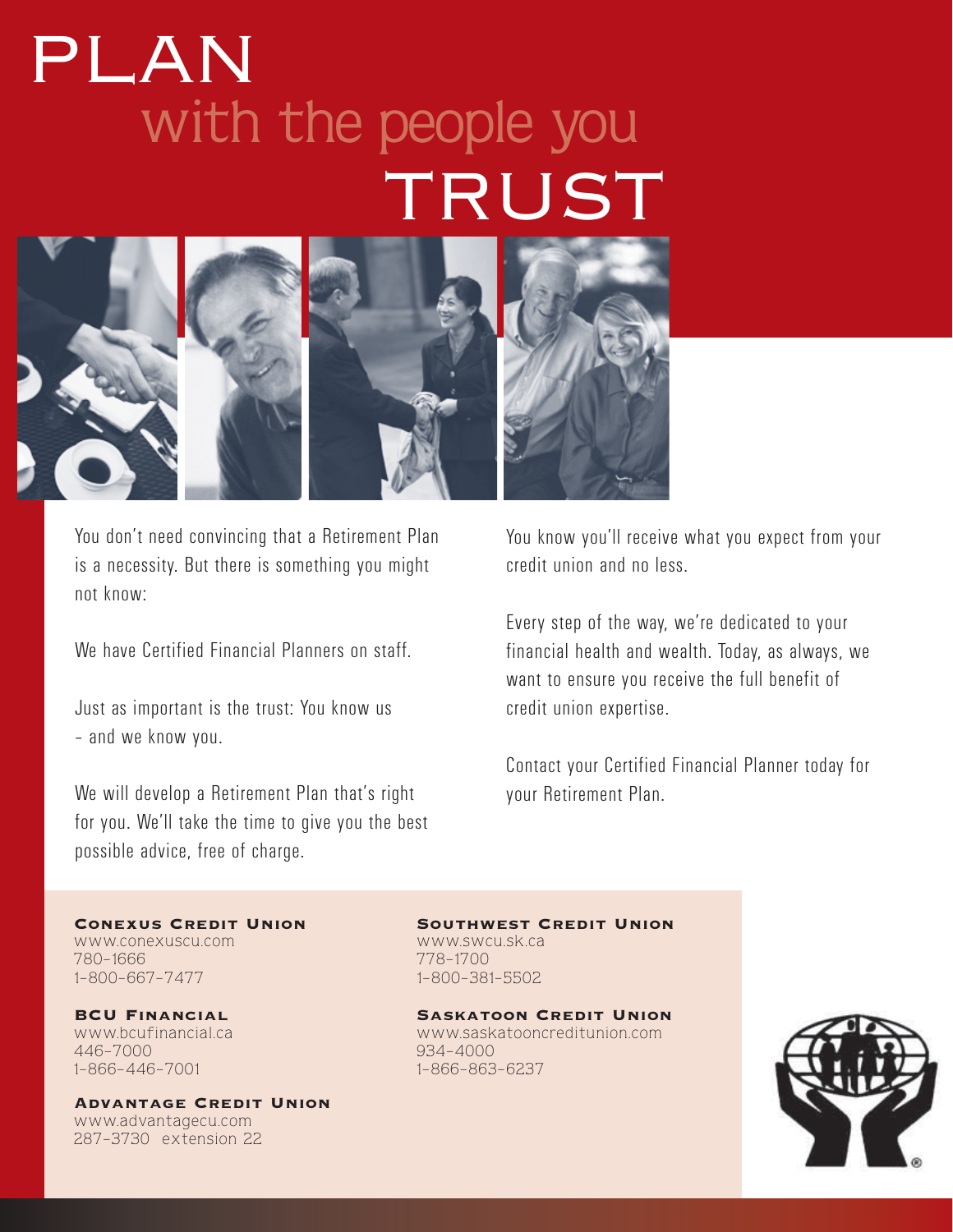# PLAN with the people you TRUST

You don't need convincing that a Retirement Plan is a necessity. But there is something you might not know:

We have Certified Financial Planners on staff.

Just as important is the trust: You know us – and we know you.

We will develop a Retirement Plan that's right for you. We'll take the time to give you the best possible advice, free of charge.

You know you'll receive what you expect from your credit union and no less.

Every step of the way, we're dedicated to your financial health and wealth. Today, as always, we want to ensure you receive the full benefit of credit union expertise.

Contact your Certified Financial Planner today for your Retirement Plan.

**Conexus Credit Union**
www.conexuscu.com
780-1666
1-800-667-7477

**BCU Financial**
www.bcufinancial.ca
446-7000
1-866-446-7001

**Advantage Credit Union**
www.advantagecu.com
287-3730 extension 22

**Southwest Credit Union**
www.swcu.sk.ca
778-1700
1-800-381-5502

**Saskatoon Credit Union**
www.saskatooncreditunion.com
934-4000
1-866-863-6237